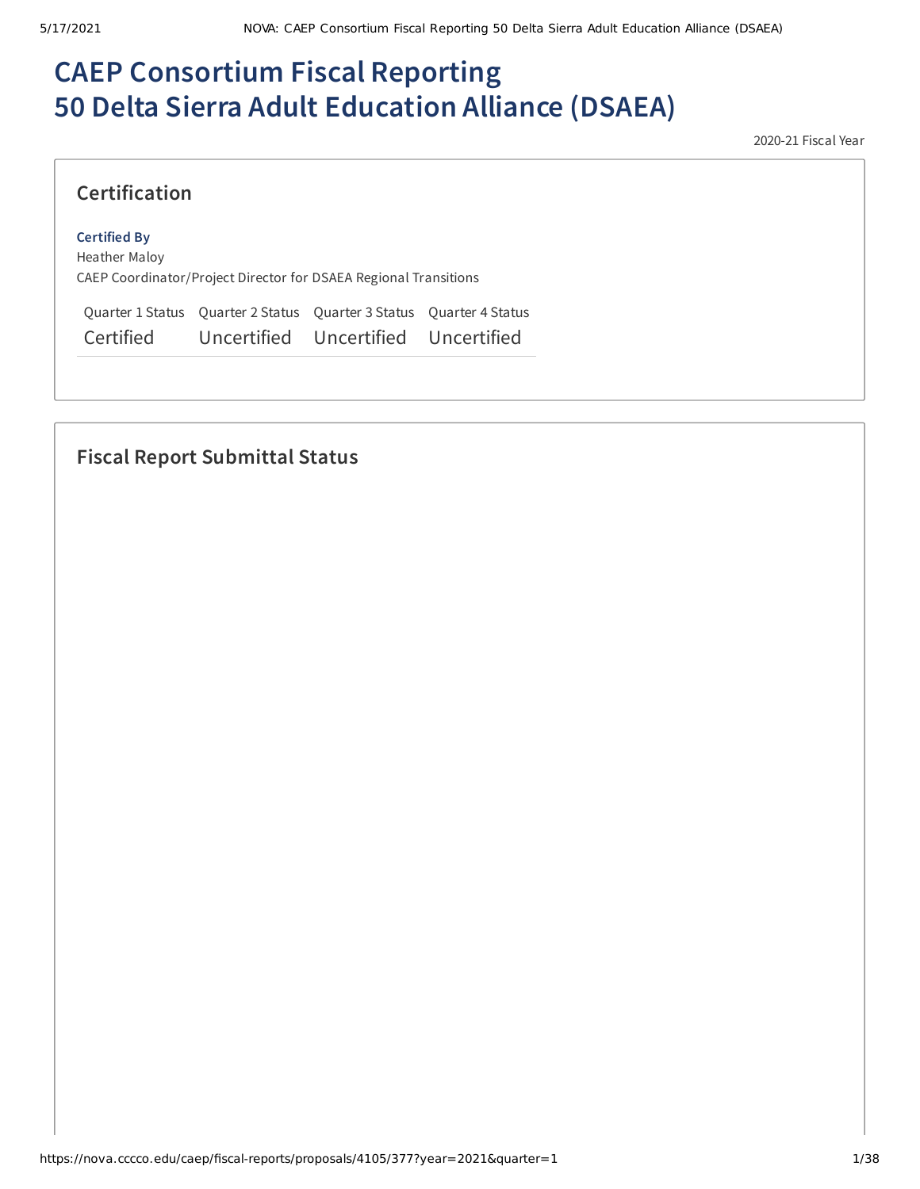# CAEP Consortium Fiscal Reporting
# 50 Delta Sierra Adult Education Alliance (DSAEA)

2020-21 Fiscal Year

## Certification

**Certified By**
Heather Maloy
CAEP Coordinator/Project Director for DSAEA Regional Transitions

| Quarter 1 Status | Quarter 2 Status | Quarter 3 Status | Quarter 4 Status |
| --- | --- | --- | --- |
| Certified | Uncertified | Uncertified | Uncertified |

## Fiscal Report Submittal Status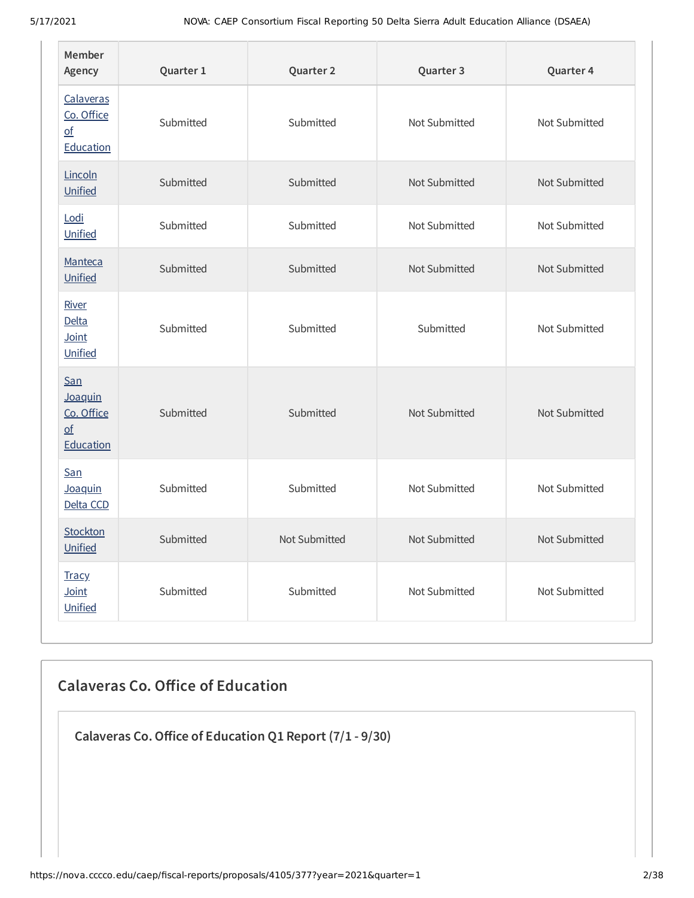| Member Agency | Quarter 1 | Quarter 2 | Quarter 3 | Quarter 4 |
|---|---|---|---|---|
| Calaveras Co. Office of Education | Submitted | Submitted | Not Submitted | Not Submitted |
| Lincoln Unified | Submitted | Submitted | Not Submitted | Not Submitted |
| Lodi Unified | Submitted | Submitted | Not Submitted | Not Submitted |
| Manteca Unified | Submitted | Submitted | Not Submitted | Not Submitted |
| River Delta Joint Unified | Submitted | Submitted | Submitted | Not Submitted |
| San Joaquin Co. Office of Education | Submitted | Submitted | Not Submitted | Not Submitted |
| San Joaquin Delta CCD | Submitted | Submitted | Not Submitted | Not Submitted |
| Stockton Unified | Submitted | Not Submitted | Not Submitted | Not Submitted |
| Tracy Joint Unified | Submitted | Submitted | Not Submitted | Not Submitted |

## Calaveras Co. Office of Education

### Calaveras Co. Office of Education Q1 Report (7/1 - 9/30)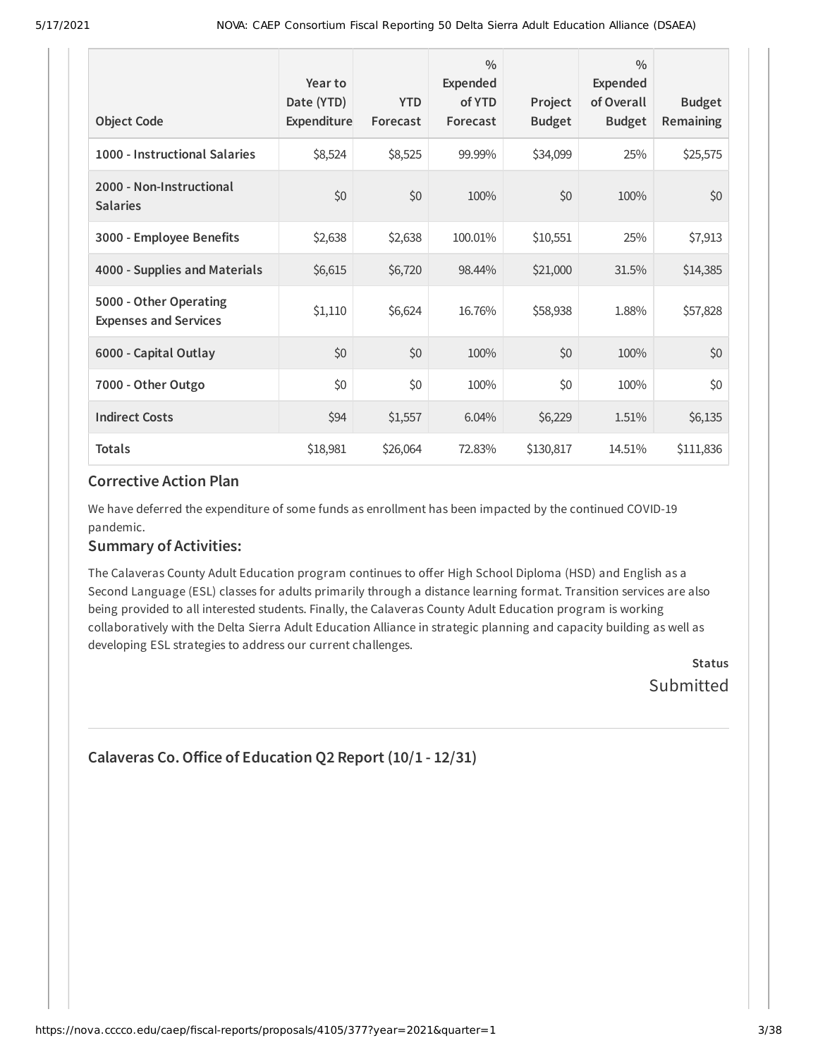| Object Code | Year to Date (YTD) Expenditure | YTD Forecast | % Expended of YTD Forecast | Project Budget | % Expended of Overall Budget | Budget Remaining |
|---|---|---|---|---|---|---|
| **1000 - Instructional Salaries** | $8,524 | $8,525 | 99.99% | $34,099 | 25% | $25,575 |
| **2000 - Non-Instructional Salaries** | $0 | $0 | 100% | $0 | 100% | $0 |
| **3000 - Employee Benefits** | $2,638 | $2,638 | 100.01% | $10,551 | 25% | $7,913 |
| **4000 - Supplies and Materials** | $6,615 | $6,720 | 98.44% | $21,000 | 31.5% | $14,385 |
| **5000 - Other Operating Expenses and Services** | $1,110 | $6,624 | 16.76% | $58,938 | 1.88% | $57,828 |
| **6000 - Capital Outlay** | $0 | $0 | 100% | $0 | 100% | $0 |
| **7000 - Other Outgo** | $0 | $0 | 100% | $0 | 100% | $0 |
| **Indirect Costs** | $94 | $1,557 | 6.04% | $6,229 | 1.51% | $6,135 |
| **Totals** | $18,981 | $26,064 | 72.83% | $130,817 | 14.51% | $111,836 |

### Corrective Action Plan

We have deferred the expenditure of some funds as enrollment has been impacted by the continued COVID-19 pandemic.

### Summary of Activities:

The Calaveras County Adult Education program continues to offer High School Diploma (HSD) and English as a Second Language (ESL) classes for adults primarily through a distance learning format. Transition services are also being provided to all interested students. Finally, the Calaveras County Adult Education program is working collaboratively with the Delta Sierra Adult Education Alliance in strategic planning and capacity building as well as developing ESL strategies to address our current challenges.

**Status**

Submitted

## Calaveras Co. Office of Education Q2 Report (10/1 - 12/31)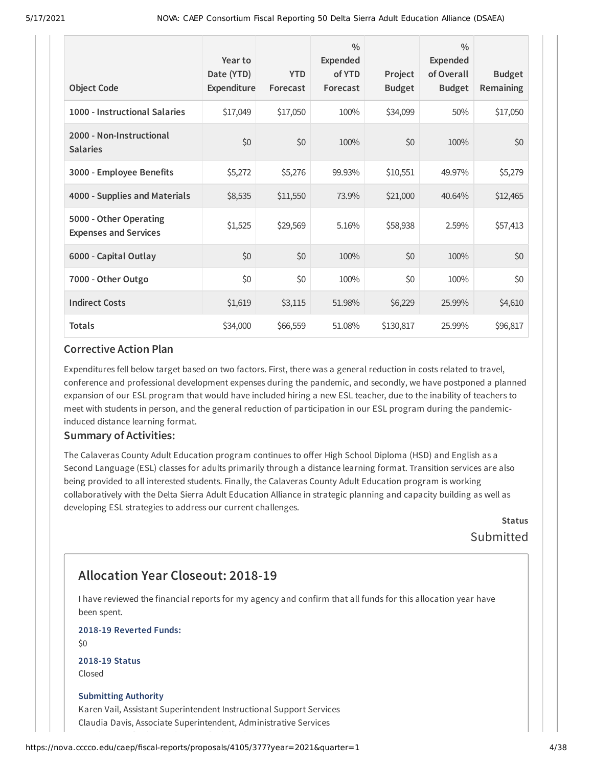| Object Code | Year to Date (YTD) Expenditure | YTD Forecast | % Expended of YTD Forecast | Project Budget | % Expended of Overall Budget | Budget Remaining |
|---|---|---|---|---|---|---|
| 1000 - Instructional Salaries | $17,049 | $17,050 | 100% | $34,099 | 50% | $17,050 |
| 2000 - Non-Instructional Salaries | $0 | $0 | 100% | $0 | 100% | $0 |
| 3000 - Employee Benefits | $5,272 | $5,276 | 99.93% | $10,551 | 49.97% | $5,279 |
| 4000 - Supplies and Materials | $8,535 | $11,550 | 73.9% | $21,000 | 40.64% | $12,465 |
| 5000 - Other Operating Expenses and Services | $1,525 | $29,569 | 5.16% | $58,938 | 2.59% | $57,413 |
| 6000 - Capital Outlay | $0 | $0 | 100% | $0 | 100% | $0 |
| 7000 - Other Outgo | $0 | $0 | 100% | $0 | 100% | $0 |
| Indirect Costs | $1,619 | $3,115 | 51.98% | $6,229 | 25.99% | $4,610 |
| Totals | $34,000 | $66,559 | 51.08% | $130,817 | 25.99% | $96,817 |

### Corrective Action Plan

Expenditures fell below target based on two factors. First, there was a general reduction in costs related to travel, conference and professional development expenses during the pandemic, and secondly, we have postponed a planned expansion of our ESL program that would have included hiring a new ESL teacher, due to the inability of teachers to meet with students in person, and the general reduction of participation in our ESL program during the pandemic-induced distance learning format.

### Summary of Activities:

The Calaveras County Adult Education program continues to offer High School Diploma (HSD) and English as a Second Language (ESL) classes for adults primarily through a distance learning format. Transition services are also being provided to all interested students. Finally, the Calaveras County Adult Education program is working collaboratively with the Delta Sierra Adult Education Alliance in strategic planning and capacity building as well as developing ESL strategies to address our current challenges.

**Status**

Submitted

## Allocation Year Closeout: 2018-19

I have reviewed the financial reports for my agency and confirm that all funds for this allocation year have been spent.

**2018-19 Reverted Funds:**

$0

**2018-19 Status**

Closed

**Submitting Authority**

Karen Vail, Assistant Superintendent Instructional Support Services

Claudia Davis, Associate Superintendent, Administrative Services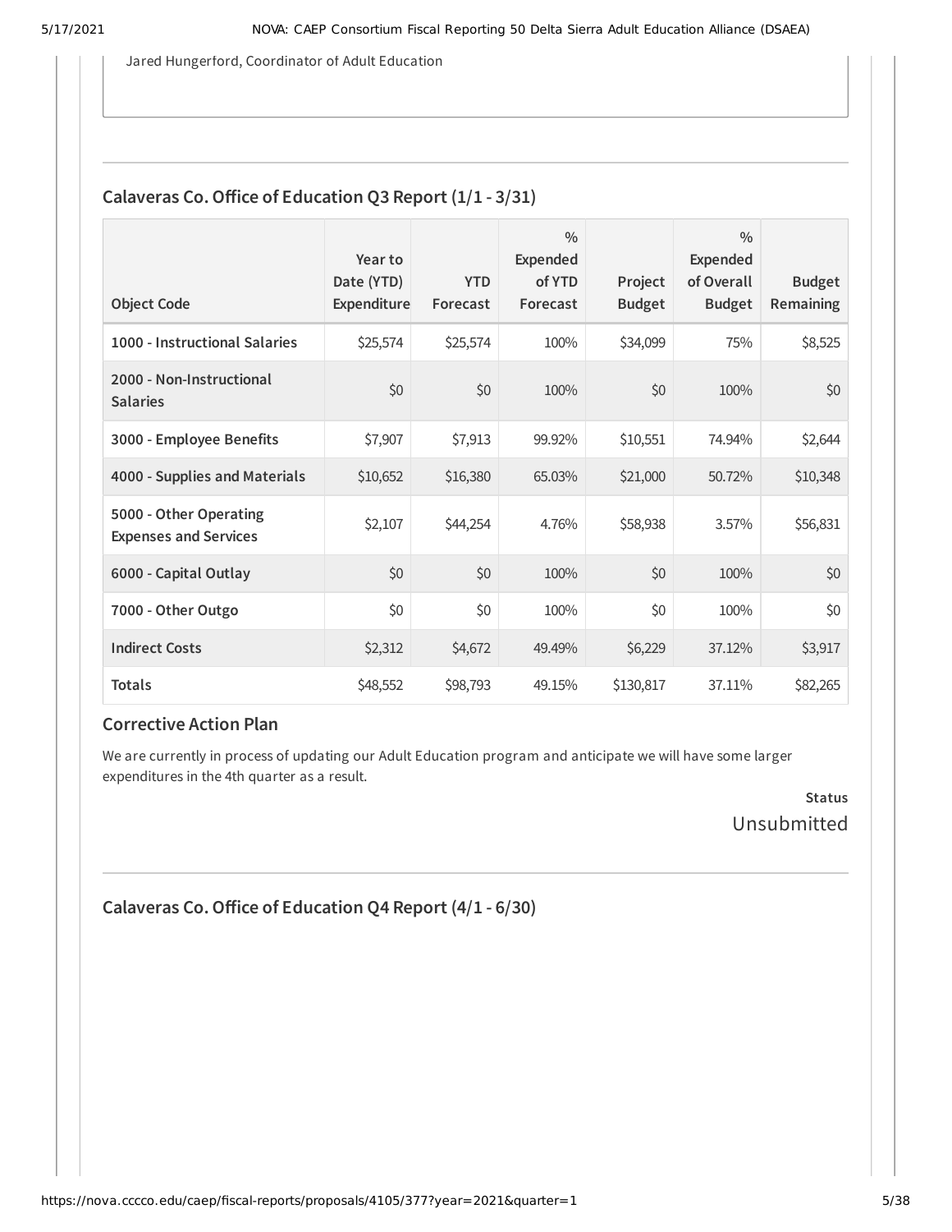Jared Hungerford, Coordinator of Adult Education

## Calaveras Co. Office of Education Q3 Report (1/1 - 3/31)

| Object Code | Year to Date (YTD) Expenditure | YTD Forecast | % Expended of YTD Forecast | Project Budget | % Expended of Overall Budget | Budget Remaining |
|---|---|---|---|---|---|---|
| **1000 - Instructional Salaries** | $25,574 | $25,574 | 100% | $34,099 | 75% | $8,525 |
| **2000 - Non-Instructional Salaries** | $0 | $0 | 100% | $0 | 100% | $0 |
| **3000 - Employee Benefits** | $7,907 | $7,913 | 99.92% | $10,551 | 74.94% | $2,644 |
| **4000 - Supplies and Materials** | $10,652 | $16,380 | 65.03% | $21,000 | 50.72% | $10,348 |
| **5000 - Other Operating Expenses and Services** | $2,107 | $44,254 | 4.76% | $58,938 | 3.57% | $56,831 |
| **6000 - Capital Outlay** | $0 | $0 | 100% | $0 | 100% | $0 |
| **7000 - Other Outgo** | $0 | $0 | 100% | $0 | 100% | $0 |
| **Indirect Costs** | $2,312 | $4,672 | 49.49% | $6,229 | 37.12% | $3,917 |
| **Totals** | $48,552 | $98,793 | 49.15% | $130,817 | 37.11% | $82,265 |

### Corrective Action Plan

We are currently in process of updating our Adult Education program and anticipate we will have some larger expenditures in the 4th quarter as a result.

**Status**

Unsubmitted

## Calaveras Co. Office of Education Q4 Report (4/1 - 6/30)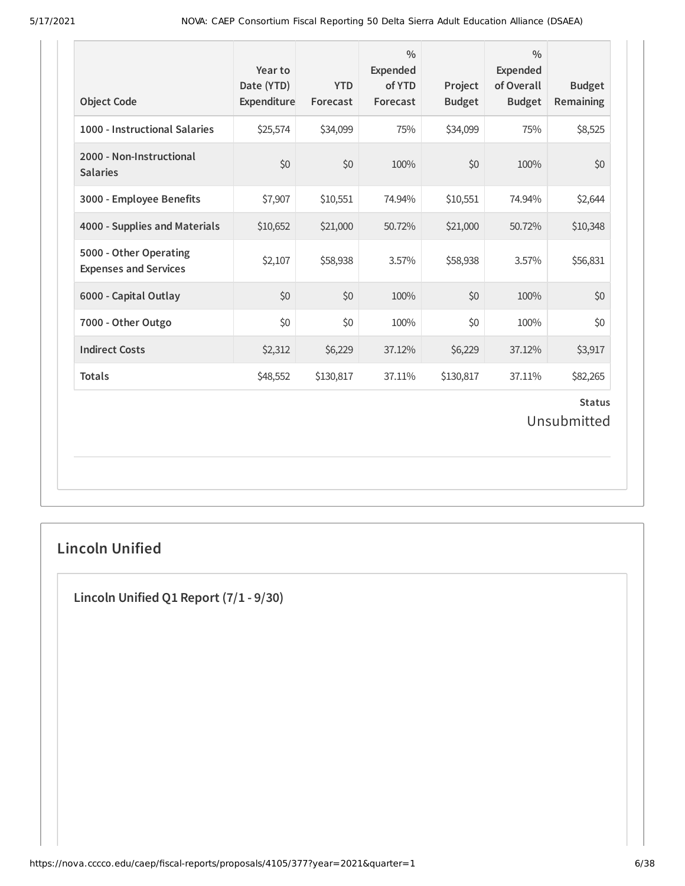| Object Code | Year to Date (YTD) Expenditure | YTD Forecast | % Expended of YTD Forecast | Project Budget | % Expended of Overall Budget | Budget Remaining |
|---|---|---|---|---|---|---|
| 1000 - Instructional Salaries | $25,574 | $34,099 | 75% | $34,099 | 75% | $8,525 |
| 2000 - Non-Instructional Salaries | $0 | $0 | 100% | $0 | 100% | $0 |
| 3000 - Employee Benefits | $7,907 | $10,551 | 74.94% | $10,551 | 74.94% | $2,644 |
| 4000 - Supplies and Materials | $10,652 | $21,000 | 50.72% | $21,000 | 50.72% | $10,348 |
| 5000 - Other Operating Expenses and Services | $2,107 | $58,938 | 3.57% | $58,938 | 3.57% | $56,831 |
| 6000 - Capital Outlay | $0 | $0 | 100% | $0 | 100% | $0 |
| 7000 - Other Outgo | $0 | $0 | 100% | $0 | 100% | $0 |
| Indirect Costs | $2,312 | $6,229 | 37.12% | $6,229 | 37.12% | $3,917 |
| Totals | $48,552 | $130,817 | 37.11% | $130,817 | 37.11% | $82,265 |

**Status**

Unsubmitted

## Lincoln Unified

### Lincoln Unified Q1 Report (7/1 - 9/30)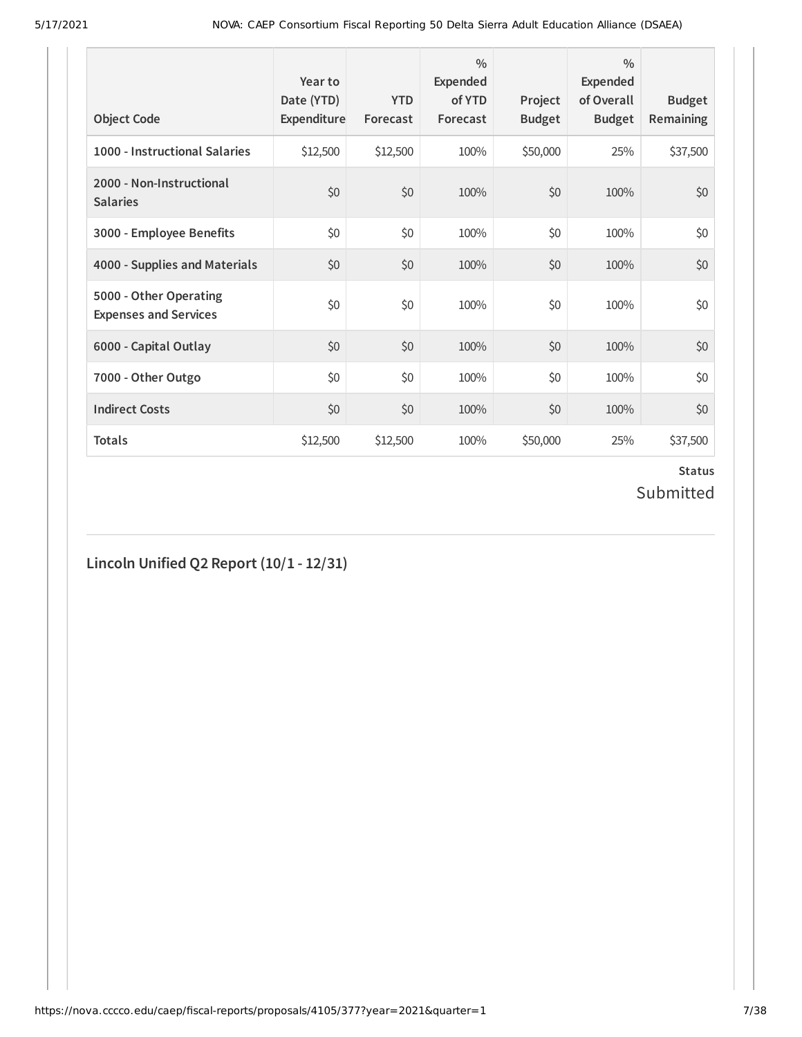| Object Code | Year to Date (YTD) Expenditure | YTD Forecast | % Expended of YTD Forecast | Project Budget | % Expended of Overall Budget | Budget Remaining |
|---|---|---|---|---|---|---|
| **1000 - Instructional Salaries** | $12,500 | $12,500 | 100% | $50,000 | 25% | $37,500 |
| **2000 - Non-Instructional Salaries** | $0 | $0 | 100% | $0 | 100% | $0 |
| **3000 - Employee Benefits** | $0 | $0 | 100% | $0 | 100% | $0 |
| **4000 - Supplies and Materials** | $0 | $0 | 100% | $0 | 100% | $0 |
| **5000 - Other Operating Expenses and Services** | $0 | $0 | 100% | $0 | 100% | $0 |
| **6000 - Capital Outlay** | $0 | $0 | 100% | $0 | 100% | $0 |
| **7000 - Other Outgo** | $0 | $0 | 100% | $0 | 100% | $0 |
| **Indirect Costs** | $0 | $0 | 100% | $0 | 100% | $0 |
| **Totals** | $12,500 | $12,500 | 100% | $50,000 | 25% | $37,500 |

**Status**

Submitted

## Lincoln Unified Q2 Report (10/1 - 12/31)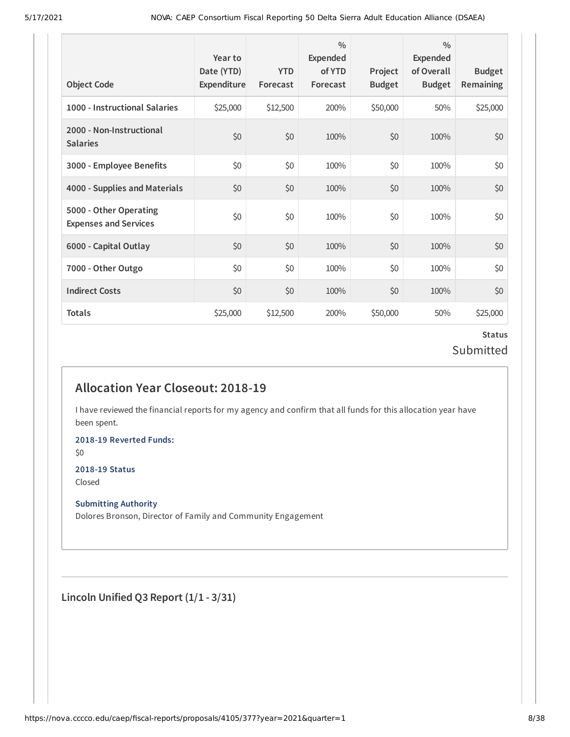| Object Code | Year to Date (YTD) Expenditure | YTD Forecast | % Expended of YTD Forecast | Project Budget | % Expended of Overall Budget | Budget Remaining |
|---|---|---|---|---|---|---|
| 1000 - Instructional Salaries | $25,000 | $12,500 | 200% | $50,000 | 50% | $25,000 |
| 2000 - Non-Instructional Salaries | $0 | $0 | 100% | $0 | 100% | $0 |
| 3000 - Employee Benefits | $0 | $0 | 100% | $0 | 100% | $0 |
| 4000 - Supplies and Materials | $0 | $0 | 100% | $0 | 100% | $0 |
| 5000 - Other Operating Expenses and Services | $0 | $0 | 100% | $0 | 100% | $0 |
| 6000 - Capital Outlay | $0 | $0 | 100% | $0 | 100% | $0 |
| 7000 - Other Outgo | $0 | $0 | 100% | $0 | 100% | $0 |
| Indirect Costs | $0 | $0 | 100% | $0 | 100% | $0 |
| Totals | $25,000 | $12,500 | 200% | $50,000 | 50% | $25,000 |

**Status**

Submitted

## Allocation Year Closeout: 2018-19

I have reviewed the financial reports for my agency and confirm that all funds for this allocation year have been spent.

**2018-19 Reverted Funds:**

$0

**2018-19 Status**

Closed

**Submitting Authority**

Dolores Bronson, Director of Family and Community Engagement

## Lincoln Unified Q3 Report (1/1 - 3/31)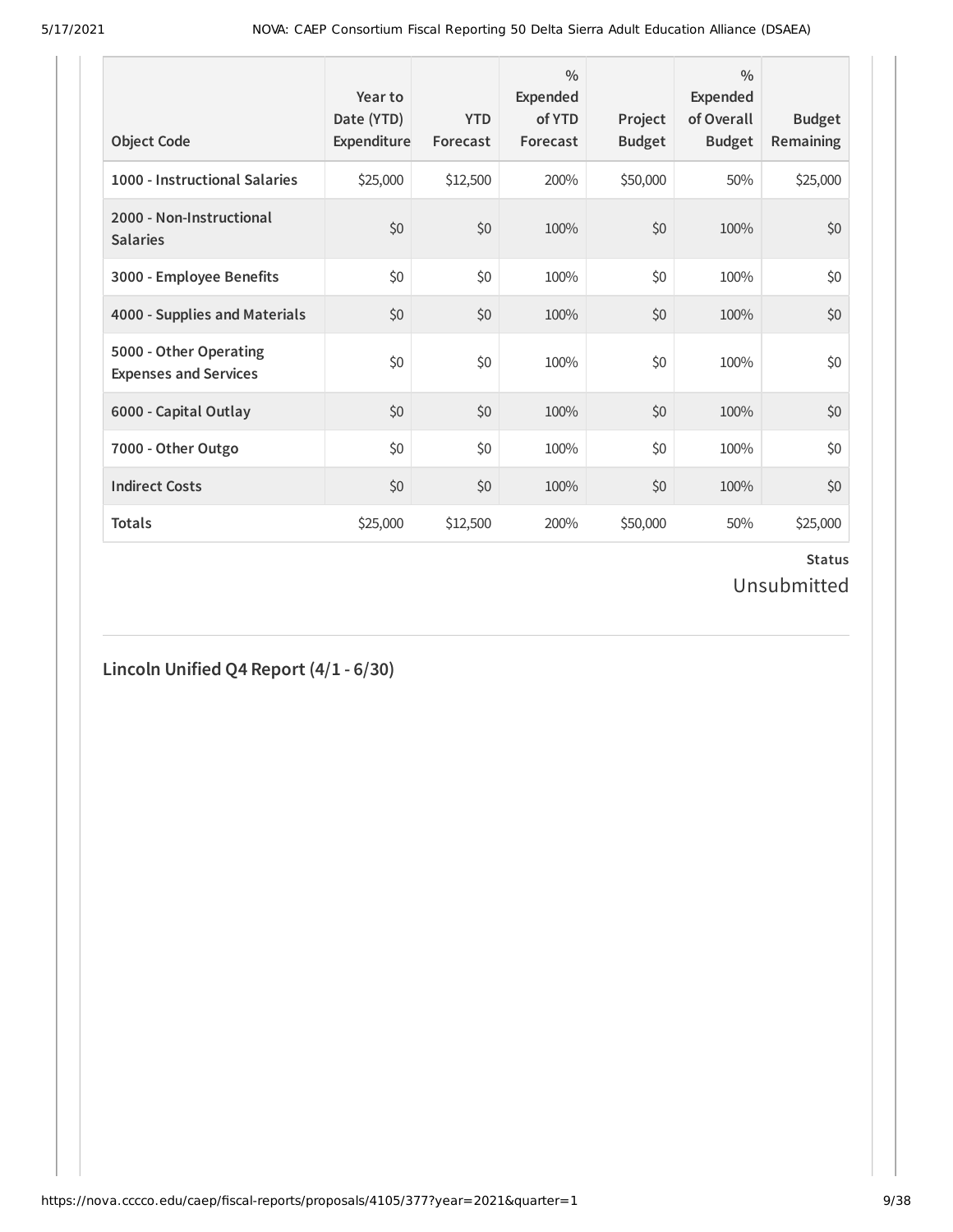| Object Code | Year to Date (YTD) Expenditure | YTD Forecast | % Expended of YTD Forecast | Project Budget | % Expended of Overall Budget | Budget Remaining |
|---|---|---|---|---|---|---|
| **1000 - Instructional Salaries** | $25,000 | $12,500 | 200% | $50,000 | 50% | $25,000 |
| **2000 - Non-Instructional Salaries** | $0 | $0 | 100% | $0 | 100% | $0 |
| **3000 - Employee Benefits** | $0 | $0 | 100% | $0 | 100% | $0 |
| **4000 - Supplies and Materials** | $0 | $0 | 100% | $0 | 100% | $0 |
| **5000 - Other Operating Expenses and Services** | $0 | $0 | 100% | $0 | 100% | $0 |
| **6000 - Capital Outlay** | $0 | $0 | 100% | $0 | 100% | $0 |
| **7000 - Other Outgo** | $0 | $0 | 100% | $0 | 100% | $0 |
| **Indirect Costs** | $0 | $0 | 100% | $0 | 100% | $0 |
| **Totals** | $25,000 | $12,500 | 200% | $50,000 | 50% | $25,000 |

**Status**

Unsubmitted

## Lincoln Unified Q4 Report (4/1 - 6/30)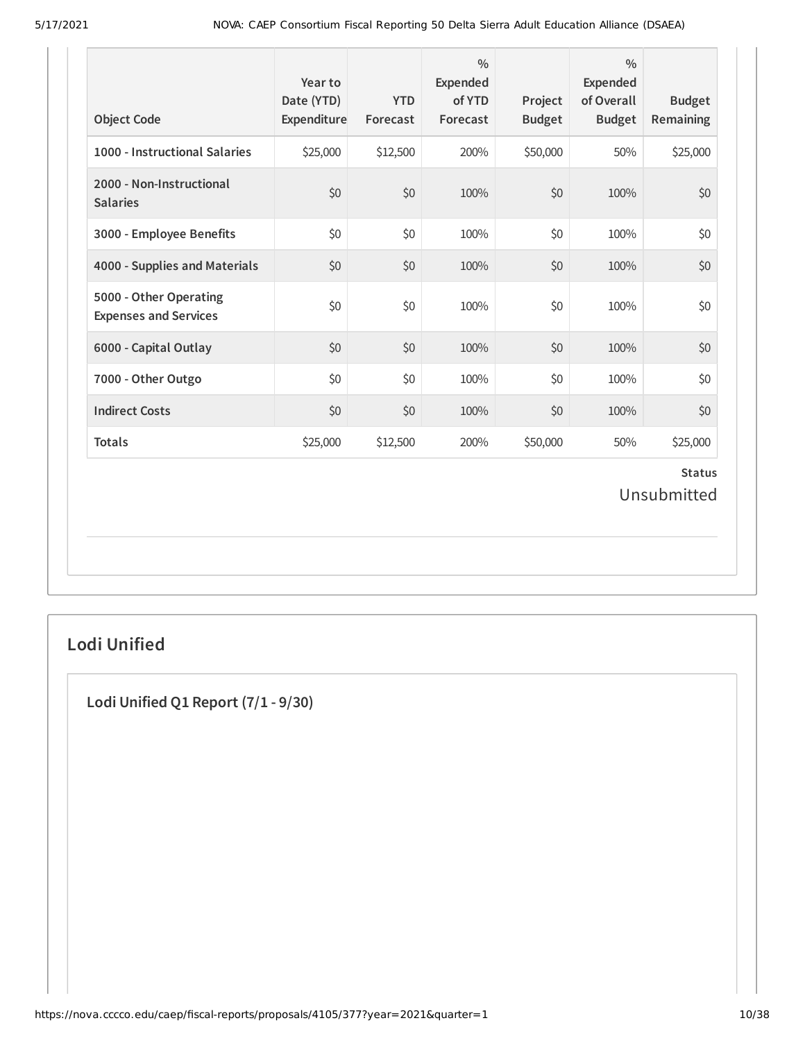| Object Code | Year to Date (YTD) Expenditure | YTD Forecast | % Expended of YTD Forecast | Project Budget | % Expended of Overall Budget | Budget Remaining |
|---|---|---|---|---|---|---|
| **1000 - Instructional Salaries** | $25,000 | $12,500 | 200% | $50,000 | 50% | $25,000 |
| **2000 - Non-Instructional Salaries** | $0 | $0 | 100% | $0 | 100% | $0 |
| **3000 - Employee Benefits** | $0 | $0 | 100% | $0 | 100% | $0 |
| **4000 - Supplies and Materials** | $0 | $0 | 100% | $0 | 100% | $0 |
| **5000 - Other Operating Expenses and Services** | $0 | $0 | 100% | $0 | 100% | $0 |
| **6000 - Capital Outlay** | $0 | $0 | 100% | $0 | 100% | $0 |
| **7000 - Other Outgo** | $0 | $0 | 100% | $0 | 100% | $0 |
| **Indirect Costs** | $0 | $0 | 100% | $0 | 100% | $0 |
| **Totals** | $25,000 | $12,500 | 200% | $50,000 | 50% | $25,000 |

**Status**

Unsubmitted

## Lodi Unified

### Lodi Unified Q1 Report (7/1 - 9/30)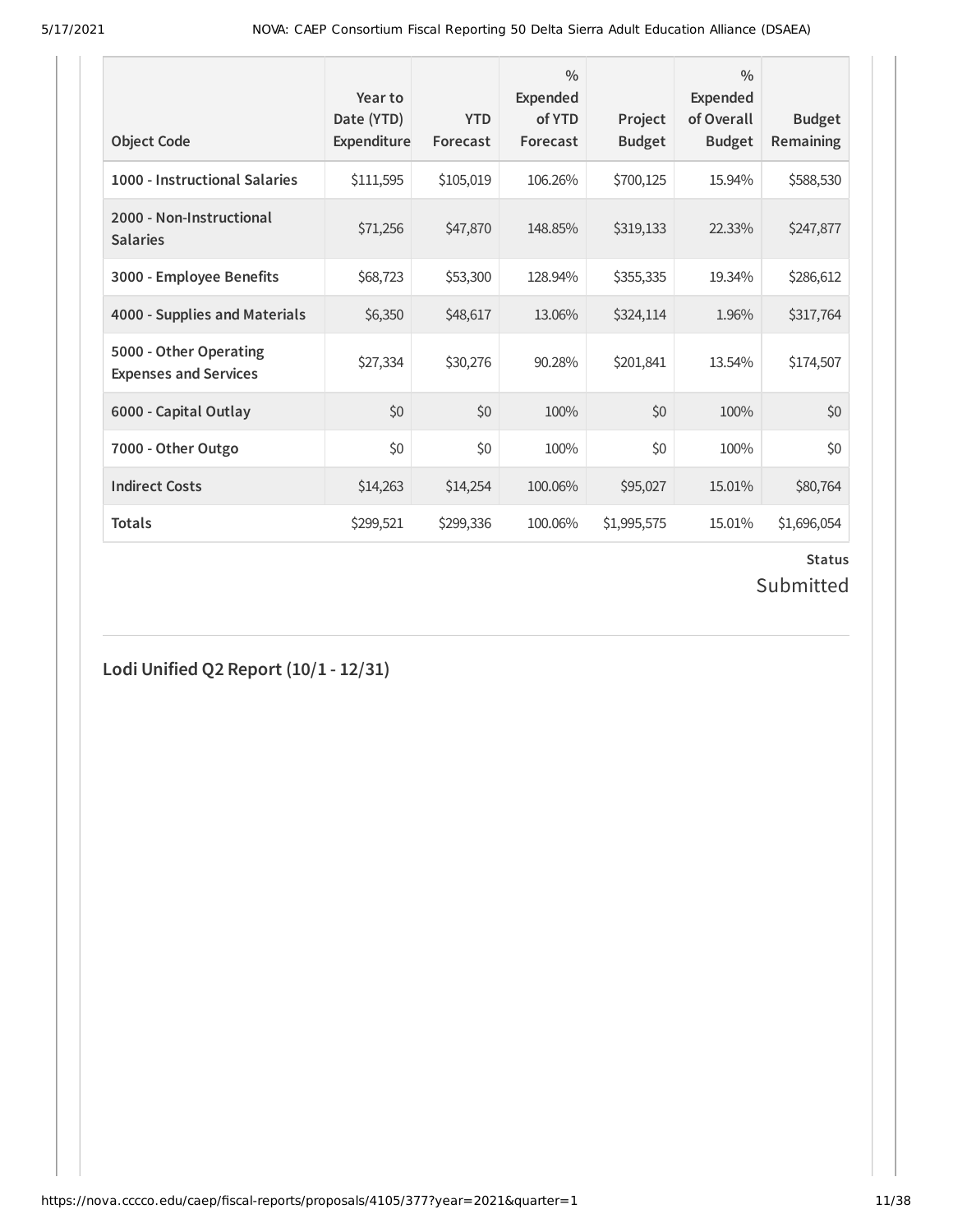| Object Code | Year to Date (YTD) Expenditure | YTD Forecast | % Expended of YTD Forecast | Project Budget | % Expended of Overall Budget | Budget Remaining |
|---|---|---|---|---|---|---|
| 1000 - Instructional Salaries | $111,595 | $105,019 | 106.26% | $700,125 | 15.94% | $588,530 |
| 2000 - Non-Instructional Salaries | $71,256 | $47,870 | 148.85% | $319,133 | 22.33% | $247,877 |
| 3000 - Employee Benefits | $68,723 | $53,300 | 128.94% | $355,335 | 19.34% | $286,612 |
| 4000 - Supplies and Materials | $6,350 | $48,617 | 13.06% | $324,114 | 1.96% | $317,764 |
| 5000 - Other Operating Expenses and Services | $27,334 | $30,276 | 90.28% | $201,841 | 13.54% | $174,507 |
| 6000 - Capital Outlay | $0 | $0 | 100% | $0 | 100% | $0 |
| 7000 - Other Outgo | $0 | $0 | 100% | $0 | 100% | $0 |
| Indirect Costs | $14,263 | $14,254 | 100.06% | $95,027 | 15.01% | $80,764 |
| Totals | $299,521 | $299,336 | 100.06% | $1,995,575 | 15.01% | $1,696,054 |

**Status**

Submitted

## Lodi Unified Q2 Report (10/1 - 12/31)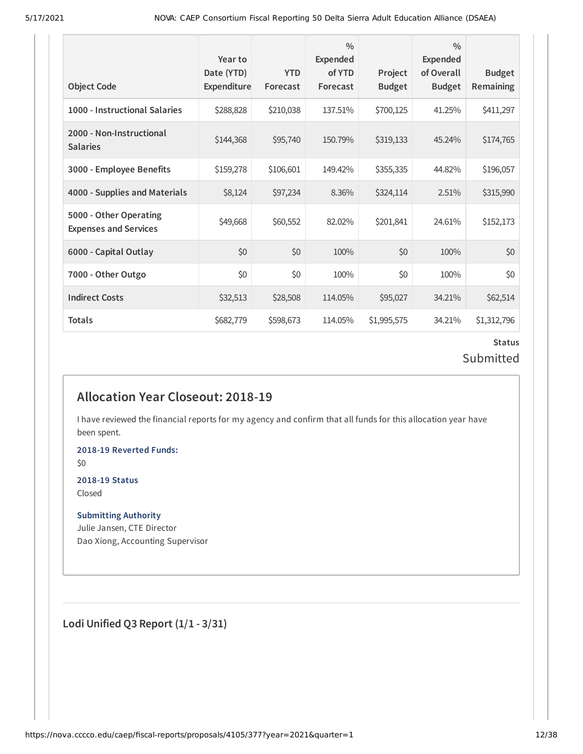| Object Code | Year to Date (YTD) Expenditure | YTD Forecast | % Expended of YTD Forecast | Project Budget | % Expended of Overall Budget | Budget Remaining |
|---|---|---|---|---|---|---|
| 1000 - Instructional Salaries | $288,828 | $210,038 | 137.51% | $700,125 | 41.25% | $411,297 |
| 2000 - Non-Instructional Salaries | $144,368 | $95,740 | 150.79% | $319,133 | 45.24% | $174,765 |
| 3000 - Employee Benefits | $159,278 | $106,601 | 149.42% | $355,335 | 44.82% | $196,057 |
| 4000 - Supplies and Materials | $8,124 | $97,234 | 8.36% | $324,114 | 2.51% | $315,990 |
| 5000 - Other Operating Expenses and Services | $49,668 | $60,552 | 82.02% | $201,841 | 24.61% | $152,173 |
| 6000 - Capital Outlay | $0 | $0 | 100% | $0 | 100% | $0 |
| 7000 - Other Outgo | $0 | $0 | 100% | $0 | 100% | $0 |
| Indirect Costs | $32,513 | $28,508 | 114.05% | $95,027 | 34.21% | $62,514 |
| Totals | $682,779 | $598,673 | 114.05% | $1,995,575 | 34.21% | $1,312,796 |

**Status**

Submitted

## Allocation Year Closeout: 2018-19

I have reviewed the financial reports for my agency and confirm that all funds for this allocation year have been spent.

**2018-19 Reverted Funds:**

$0

**2018-19 Status**

Closed

**Submitting Authority**

Julie Jansen, CTE Director

Dao Xiong, Accounting Supervisor

## Lodi Unified Q3 Report (1/1 - 3/31)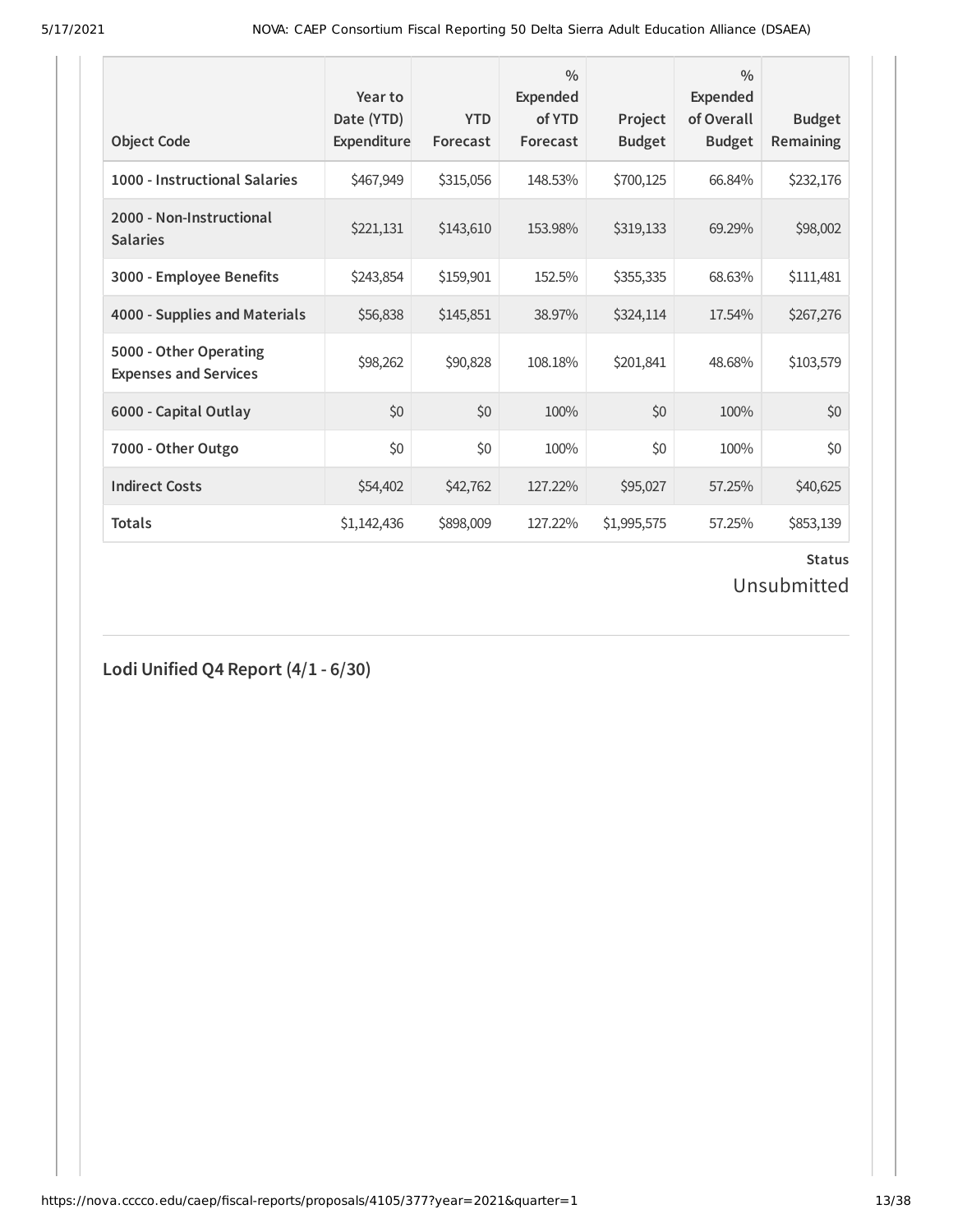| Object Code | Year to Date (YTD) Expenditure | YTD Forecast | % Expended of YTD Forecast | Project Budget | % Expended of Overall Budget | Budget Remaining |
|---|---|---|---|---|---|---|
| 1000 - Instructional Salaries | $467,949 | $315,056 | 148.53% | $700,125 | 66.84% | $232,176 |
| 2000 - Non-Instructional Salaries | $221,131 | $143,610 | 153.98% | $319,133 | 69.29% | $98,002 |
| 3000 - Employee Benefits | $243,854 | $159,901 | 152.5% | $355,335 | 68.63% | $111,481 |
| 4000 - Supplies and Materials | $56,838 | $145,851 | 38.97% | $324,114 | 17.54% | $267,276 |
| 5000 - Other Operating Expenses and Services | $98,262 | $90,828 | 108.18% | $201,841 | 48.68% | $103,579 |
| 6000 - Capital Outlay | $0 | $0 | 100% | $0 | 100% | $0 |
| 7000 - Other Outgo | $0 | $0 | 100% | $0 | 100% | $0 |
| Indirect Costs | $54,402 | $42,762 | 127.22% | $95,027 | 57.25% | $40,625 |
| Totals | $1,142,436 | $898,009 | 127.22% | $1,995,575 | 57.25% | $853,139 |

**Status**

Unsubmitted

## Lodi Unified Q4 Report (4/1 - 6/30)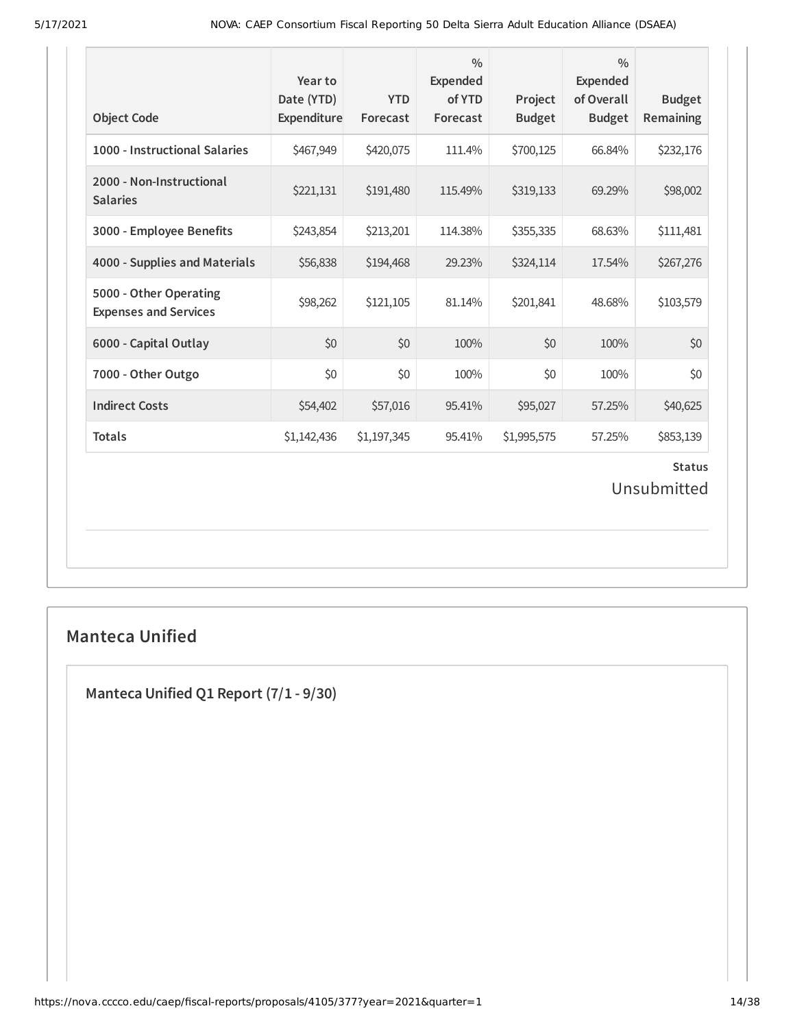| Object Code | Year to Date (YTD) Expenditure | YTD Forecast | % Expended of YTD Forecast | Project Budget | % Expended of Overall Budget | Budget Remaining |
| --- | --- | --- | --- | --- | --- | --- |
| 1000 - Instructional Salaries | $467,949 | $420,075 | 111.4% | $700,125 | 66.84% | $232,176 |
| 2000 - Non-Instructional Salaries | $221,131 | $191,480 | 115.49% | $319,133 | 69.29% | $98,002 |
| 3000 - Employee Benefits | $243,854 | $213,201 | 114.38% | $355,335 | 68.63% | $111,481 |
| 4000 - Supplies and Materials | $56,838 | $194,468 | 29.23% | $324,114 | 17.54% | $267,276 |
| 5000 - Other Operating Expenses and Services | $98,262 | $121,105 | 81.14% | $201,841 | 48.68% | $103,579 |
| 6000 - Capital Outlay | $0 | $0 | 100% | $0 | 100% | $0 |
| 7000 - Other Outgo | $0 | $0 | 100% | $0 | 100% | $0 |
| Indirect Costs | $54,402 | $57,016 | 95.41% | $95,027 | 57.25% | $40,625 |
| Totals | $1,142,436 | $1,197,345 | 95.41% | $1,995,575 | 57.25% | $853,139 |

**Status**

Unsubmitted

## Manteca Unified

### Manteca Unified Q1 Report (7/1 - 9/30)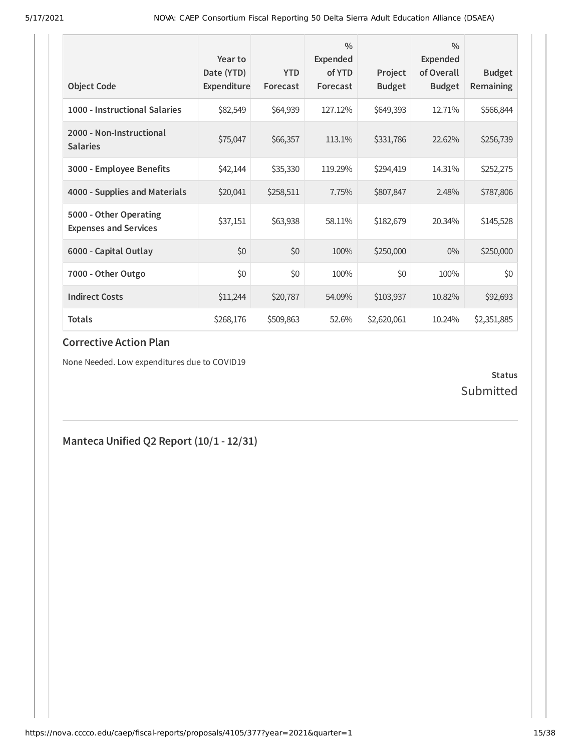| Object Code | Year to Date (YTD) Expenditure | YTD Forecast | % Expended of YTD Forecast | Project Budget | % Expended of Overall Budget | Budget Remaining |
|---|---|---|---|---|---|---|
| **1000 - Instructional Salaries** | $82,549 | $64,939 | 127.12% | $649,393 | 12.71% | $566,844 |
| **2000 - Non-Instructional Salaries** | $75,047 | $66,357 | 113.1% | $331,786 | 22.62% | $256,739 |
| **3000 - Employee Benefits** | $42,144 | $35,330 | 119.29% | $294,419 | 14.31% | $252,275 |
| **4000 - Supplies and Materials** | $20,041 | $258,511 | 7.75% | $807,847 | 2.48% | $787,806 |
| **5000 - Other Operating Expenses and Services** | $37,151 | $63,938 | 58.11% | $182,679 | 20.34% | $145,528 |
| **6000 - Capital Outlay** | $0 | $0 | 100% | $250,000 | 0% | $250,000 |
| **7000 - Other Outgo** | $0 | $0 | 100% | $0 | 100% | $0 |
| **Indirect Costs** | $11,244 | $20,787 | 54.09% | $103,937 | 10.82% | $92,693 |
| **Totals** | $268,176 | $509,863 | 52.6% | $2,620,061 | 10.24% | $2,351,885 |

### Corrective Action Plan

None Needed. Low expenditures due to COVID19

**Status**

Submitted

## Manteca Unified Q2 Report (10/1 - 12/31)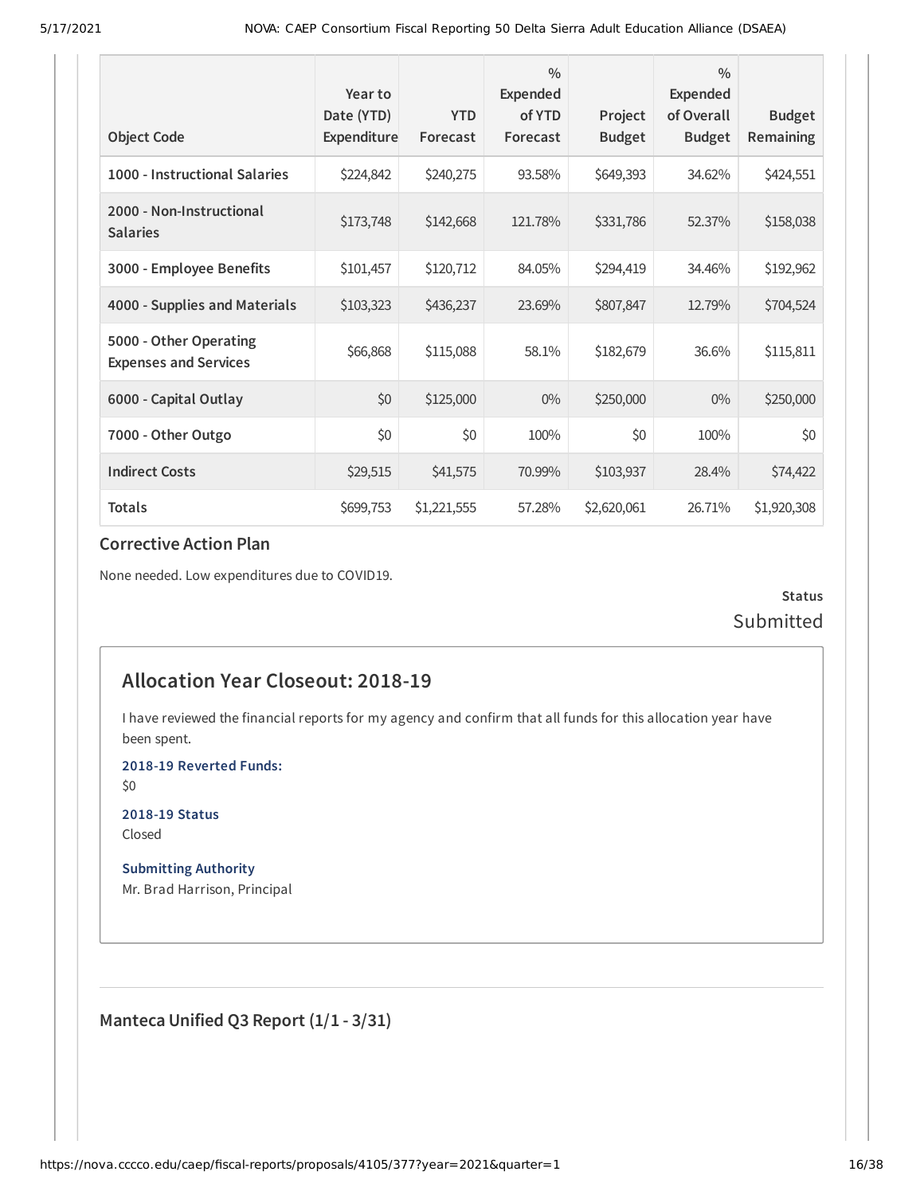| Object Code | Year to Date (YTD) Expenditure | YTD Forecast | % Expended of YTD Forecast | Project Budget | % Expended of Overall Budget | Budget Remaining |
|---|---|---|---|---|---|---|
| 1000 - Instructional Salaries | $224,842 | $240,275 | 93.58% | $649,393 | 34.62% | $424,551 |
| 2000 - Non-Instructional Salaries | $173,748 | $142,668 | 121.78% | $331,786 | 52.37% | $158,038 |
| 3000 - Employee Benefits | $101,457 | $120,712 | 84.05% | $294,419 | 34.46% | $192,962 |
| 4000 - Supplies and Materials | $103,323 | $436,237 | 23.69% | $807,847 | 12.79% | $704,524 |
| 5000 - Other Operating Expenses and Services | $66,868 | $115,088 | 58.1% | $182,679 | 36.6% | $115,811 |
| 6000 - Capital Outlay | $0 | $125,000 | 0% | $250,000 | 0% | $250,000 |
| 7000 - Other Outgo | $0 | $0 | 100% | $0 | 100% | $0 |
| Indirect Costs | $29,515 | $41,575 | 70.99% | $103,937 | 28.4% | $74,422 |
| Totals | $699,753 | $1,221,555 | 57.28% | $2,620,061 | 26.71% | $1,920,308 |

### Corrective Action Plan

None needed. Low expenditures due to COVID19.

**Status**
Submitted

## Allocation Year Closeout: 2018-19

I have reviewed the financial reports for my agency and confirm that all funds for this allocation year have been spent.

**2018-19 Reverted Funds:**
$0

**2018-19 Status**
Closed

**Submitting Authority**
Mr. Brad Harrison, Principal

### Manteca Unified Q3 Report (1/1 - 3/31)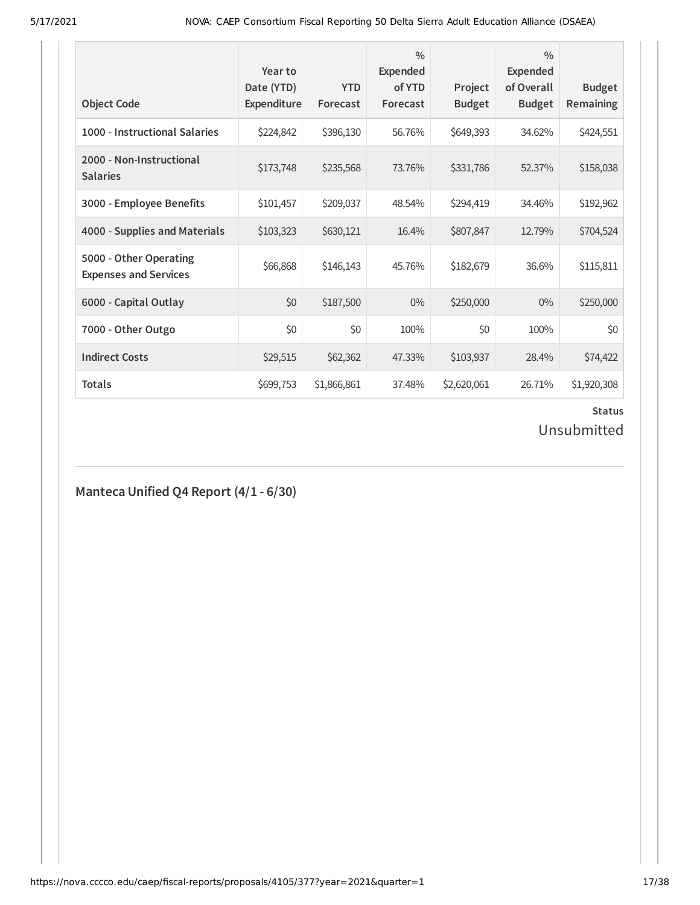| Object Code | Year to Date (YTD) Expenditure | YTD Forecast | % Expended of YTD Forecast | Project Budget | % Expended of Overall Budget | Budget Remaining |
|---|---|---|---|---|---|---|
| 1000 - Instructional Salaries | $224,842 | $396,130 | 56.76% | $649,393 | 34.62% | $424,551 |
| 2000 - Non-Instructional Salaries | $173,748 | $235,568 | 73.76% | $331,786 | 52.37% | $158,038 |
| 3000 - Employee Benefits | $101,457 | $209,037 | 48.54% | $294,419 | 34.46% | $192,962 |
| 4000 - Supplies and Materials | $103,323 | $630,121 | 16.4% | $807,847 | 12.79% | $704,524 |
| 5000 - Other Operating Expenses and Services | $66,868 | $146,143 | 45.76% | $182,679 | 36.6% | $115,811 |
| 6000 - Capital Outlay | $0 | $187,500 | 0% | $250,000 | 0% | $250,000 |
| 7000 - Other Outgo | $0 | $0 | 100% | $0 | 100% | $0 |
| Indirect Costs | $29,515 | $62,362 | 47.33% | $103,937 | 28.4% | $74,422 |
| Totals | $699,753 | $1,866,861 | 37.48% | $2,620,061 | 26.71% | $1,920,308 |

**Status**

Unsubmitted

## Manteca Unified Q4 Report (4/1 - 6/30)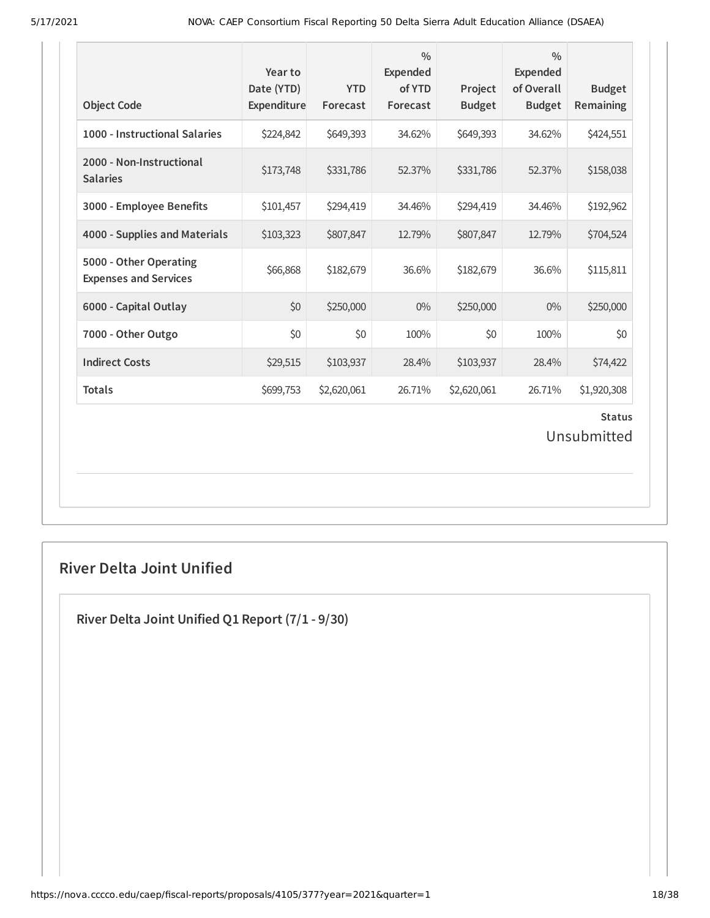| Object Code | Year to Date (YTD) Expenditure | YTD Forecast | % Expended of YTD Forecast | Project Budget | % Expended of Overall Budget | Budget Remaining |
|---|---|---|---|---|---|---|
| 1000 - Instructional Salaries | $224,842 | $649,393 | 34.62% | $649,393 | 34.62% | $424,551 |
| 2000 - Non-Instructional Salaries | $173,748 | $331,786 | 52.37% | $331,786 | 52.37% | $158,038 |
| 3000 - Employee Benefits | $101,457 | $294,419 | 34.46% | $294,419 | 34.46% | $192,962 |
| 4000 - Supplies and Materials | $103,323 | $807,847 | 12.79% | $807,847 | 12.79% | $704,524 |
| 5000 - Other Operating Expenses and Services | $66,868 | $182,679 | 36.6% | $182,679 | 36.6% | $115,811 |
| 6000 - Capital Outlay | $0 | $250,000 | 0% | $250,000 | 0% | $250,000 |
| 7000 - Other Outgo | $0 | $0 | 100% | $0 | 100% | $0 |
| Indirect Costs | $29,515 | $103,937 | 28.4% | $103,937 | 28.4% | $74,422 |
| Totals | $699,753 | $2,620,061 | 26.71% | $2,620,061 | 26.71% | $1,920,308 |

**Status**

Unsubmitted

## River Delta Joint Unified

### River Delta Joint Unified Q1 Report (7/1 - 9/30)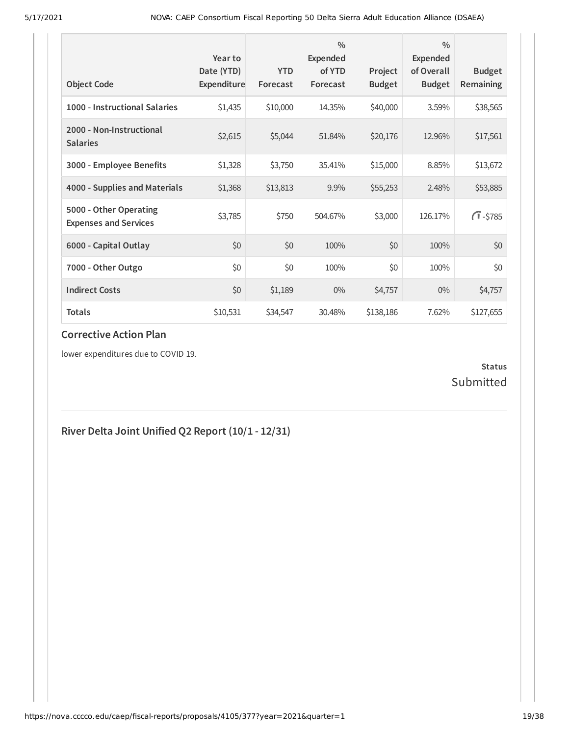| Object Code | Year to Date (YTD) Expenditure | YTD Forecast | % Expended of YTD Forecast | Project Budget | % Expended of Overall Budget | Budget Remaining |
| --- | --- | --- | --- | --- | --- | --- |
| 1000 - Instructional Salaries | $1,435 | $10,000 | 14.35% | $40,000 | 3.59% | $38,565 |
| 2000 - Non-Instructional Salaries | $2,615 | $5,044 | 51.84% | $20,176 | 12.96% | $17,561 |
| 3000 - Employee Benefits | $1,328 | $3,750 | 35.41% | $15,000 | 8.85% | $13,672 |
| 4000 - Supplies and Materials | $1,368 | $13,813 | 9.9% | $55,253 | 2.48% | $53,885 |
| 5000 - Other Operating Expenses and Services | $3,785 | $750 | 504.67% | $3,000 | 126.17% | -$785 |
| 6000 - Capital Outlay | $0 | $0 | 100% | $0 | 100% | $0 |
| 7000 - Other Outgo | $0 | $0 | 100% | $0 | 100% | $0 |
| Indirect Costs | $0 | $1,189 | 0% | $4,757 | 0% | $4,757 |
| Totals | $10,531 | $34,547 | 30.48% | $138,186 | 7.62% | $127,655 |

### Corrective Action Plan

lower expenditures due to COVID 19.

**Status**

Submitted

## River Delta Joint Unified Q2 Report (10/1 - 12/31)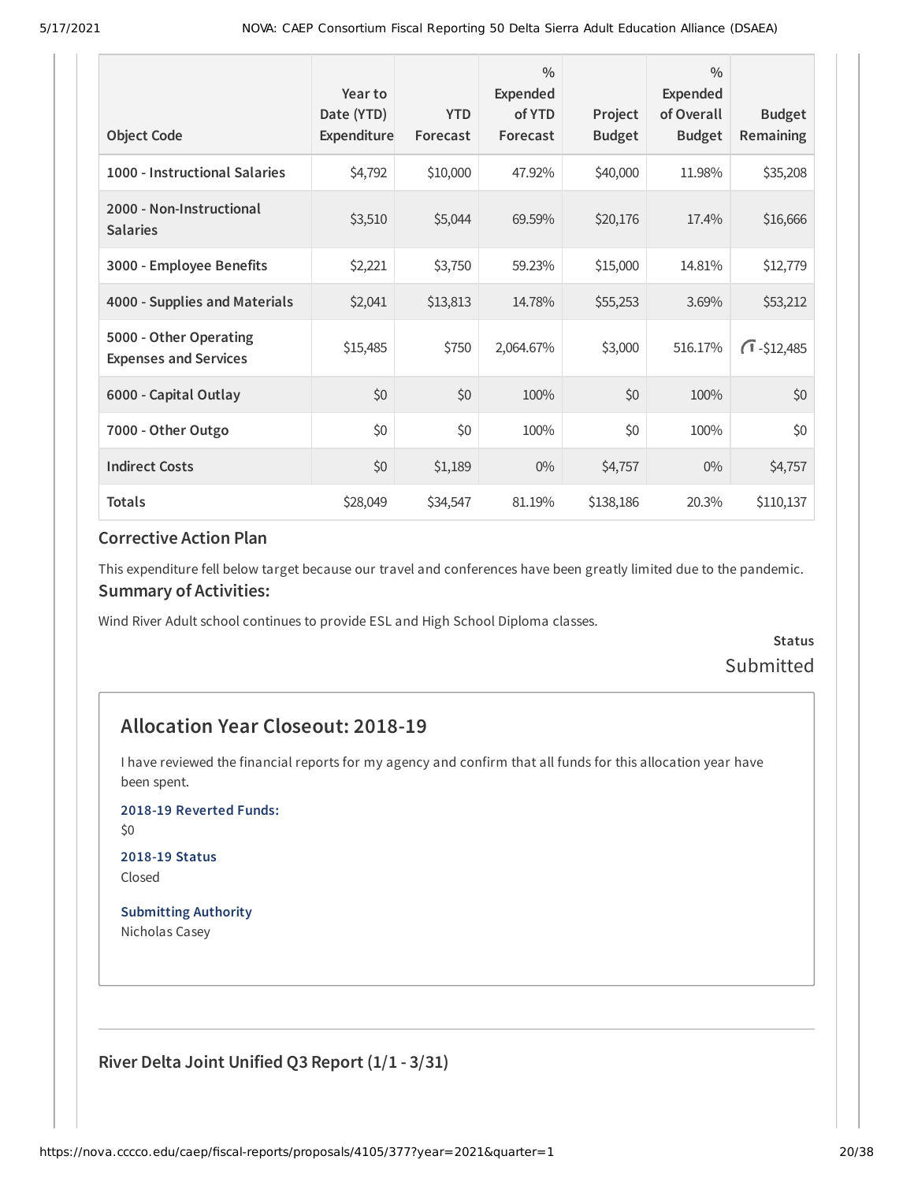| Object Code | Year to Date (YTD) Expenditure | YTD Forecast | % Expended of YTD Forecast | Project Budget | % Expended of Overall Budget | Budget Remaining |
|---|---|---|---|---|---|---|
| 1000 - Instructional Salaries | $4,792 | $10,000 | 47.92% | $40,000 | 11.98% | $35,208 |
| 2000 - Non-Instructional Salaries | $3,510 | $5,044 | 69.59% | $20,176 | 17.4% | $16,666 |
| 3000 - Employee Benefits | $2,221 | $3,750 | 59.23% | $15,000 | 14.81% | $12,779 |
| 4000 - Supplies and Materials | $2,041 | $13,813 | 14.78% | $55,253 | 3.69% | $53,212 |
| 5000 - Other Operating Expenses and Services | $15,485 | $750 | 2,064.67% | $3,000 | 516.17% | -$12,485 |
| 6000 - Capital Outlay | $0 | $0 | 100% | $0 | 100% | $0 |
| 7000 - Other Outgo | $0 | $0 | 100% | $0 | 100% | $0 |
| Indirect Costs | $0 | $1,189 | 0% | $4,757 | 0% | $4,757 |
| Totals | $28,049 | $34,547 | 81.19% | $138,186 | 20.3% | $110,137 |

### Corrective Action Plan

This expenditure fell below target because our travel and conferences have been greatly limited due to the pandemic.

### Summary of Activities:

Wind River Adult school continues to provide ESL and High School Diploma classes.

**Status**
Submitted

## Allocation Year Closeout: 2018-19

I have reviewed the financial reports for my agency and confirm that all funds for this allocation year have been spent.

**2018-19 Reverted Funds:**
$0

**2018-19 Status**
Closed

**Submitting Authority**
Nicholas Casey

### River Delta Joint Unified Q3 Report (1/1 - 3/31)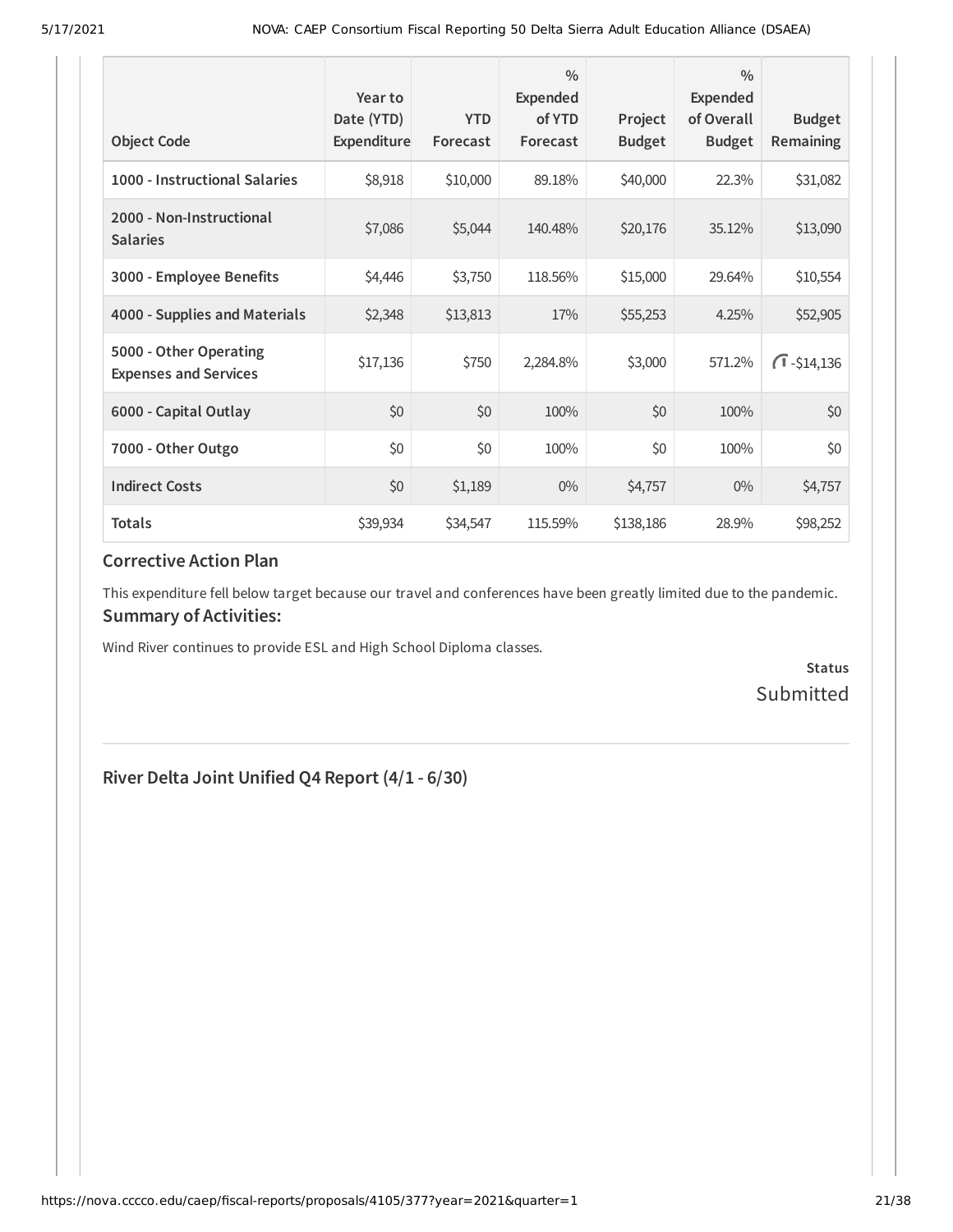| Object Code | Year to Date (YTD) Expenditure | YTD Forecast | % Expended of YTD Forecast | Project Budget | % Expended of Overall Budget | Budget Remaining |
|---|---|---|---|---|---|---|
| 1000 - Instructional Salaries | $8,918 | $10,000 | 89.18% | $40,000 | 22.3% | $31,082 |
| 2000 - Non-Instructional Salaries | $7,086 | $5,044 | 140.48% | $20,176 | 35.12% | $13,090 |
| 3000 - Employee Benefits | $4,446 | $3,750 | 118.56% | $15,000 | 29.64% | $10,554 |
| 4000 - Supplies and Materials | $2,348 | $13,813 | 17% | $55,253 | 4.25% | $52,905 |
| 5000 - Other Operating Expenses and Services | $17,136 | $750 | 2,284.8% | $3,000 | 571.2% | -$14,136 |
| 6000 - Capital Outlay | $0 | $0 | 100% | $0 | 100% | $0 |
| 7000 - Other Outgo | $0 | $0 | 100% | $0 | 100% | $0 |
| Indirect Costs | $0 | $1,189 | 0% | $4,757 | 0% | $4,757 |
| Totals | $39,934 | $34,547 | 115.59% | $138,186 | 28.9% | $98,252 |

## Corrective Action Plan

This expenditure fell below target because our travel and conferences have been greatly limited due to the pandemic.

## Summary of Activities:

Wind River continues to provide ESL and High School Diploma classes.

**Status**
Submitted

## River Delta Joint Unified Q4 Report (4/1 - 6/30)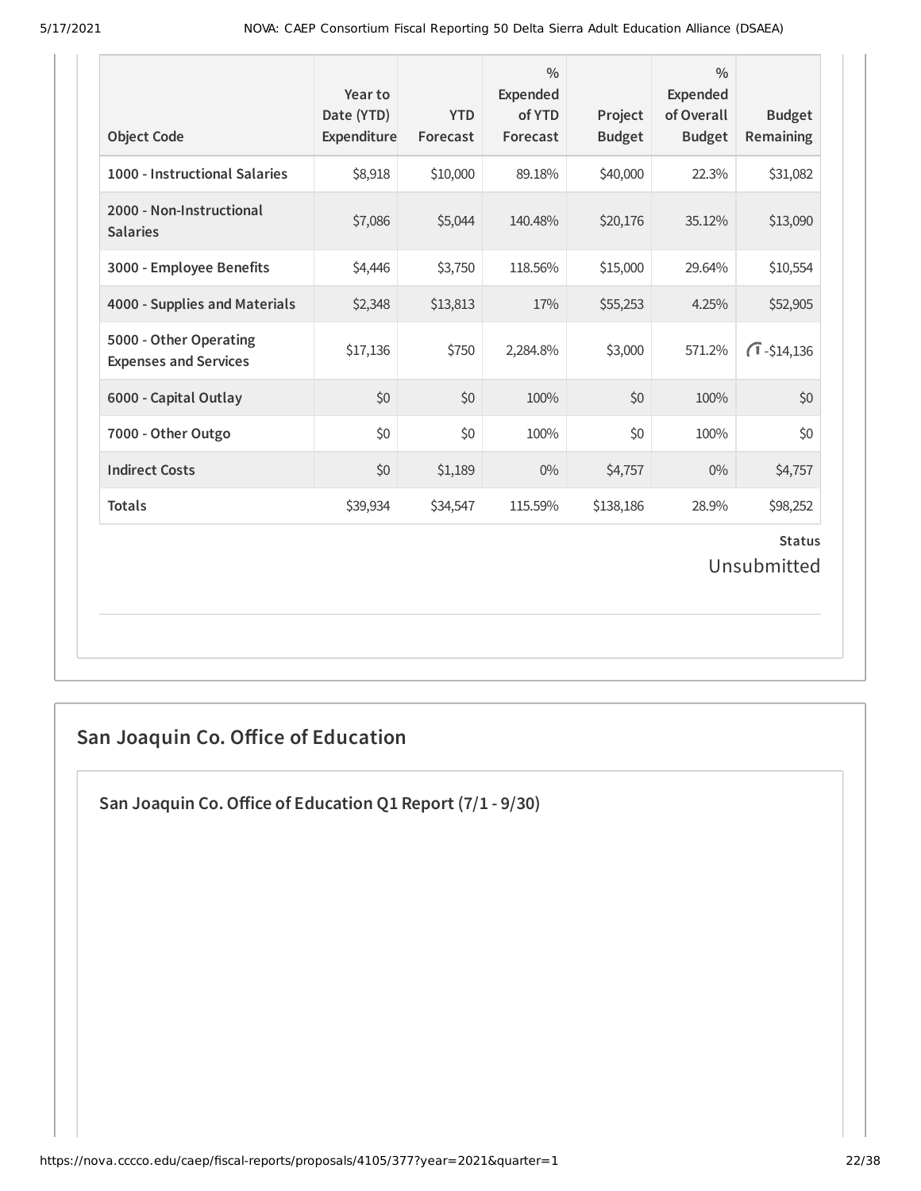| Object Code | Year to Date (YTD) Expenditure | YTD Forecast | % Expended of YTD Forecast | Project Budget | % Expended of Overall Budget | Budget Remaining |
|---|---|---|---|---|---|---|
| 1000 - Instructional Salaries | $8,918 | $10,000 | 89.18% | $40,000 | 22.3% | $31,082 |
| 2000 - Non-Instructional Salaries | $7,086 | $5,044 | 140.48% | $20,176 | 35.12% | $13,090 |
| 3000 - Employee Benefits | $4,446 | $3,750 | 118.56% | $15,000 | 29.64% | $10,554 |
| 4000 - Supplies and Materials | $2,348 | $13,813 | 17% | $55,253 | 4.25% | $52,905 |
| 5000 - Other Operating Expenses and Services | $17,136 | $750 | 2,284.8% | $3,000 | 571.2% | -$14,136 |
| 6000 - Capital Outlay | $0 | $0 | 100% | $0 | 100% | $0 |
| 7000 - Other Outgo | $0 | $0 | 100% | $0 | 100% | $0 |
| Indirect Costs | $0 | $1,189 | 0% | $4,757 | 0% | $4,757 |
| Totals | $39,934 | $34,547 | 115.59% | $138,186 | 28.9% | $98,252 |

**Status**

Unsubmitted

## San Joaquin Co. Office of Education

### San Joaquin Co. Office of Education Q1 Report (7/1 - 9/30)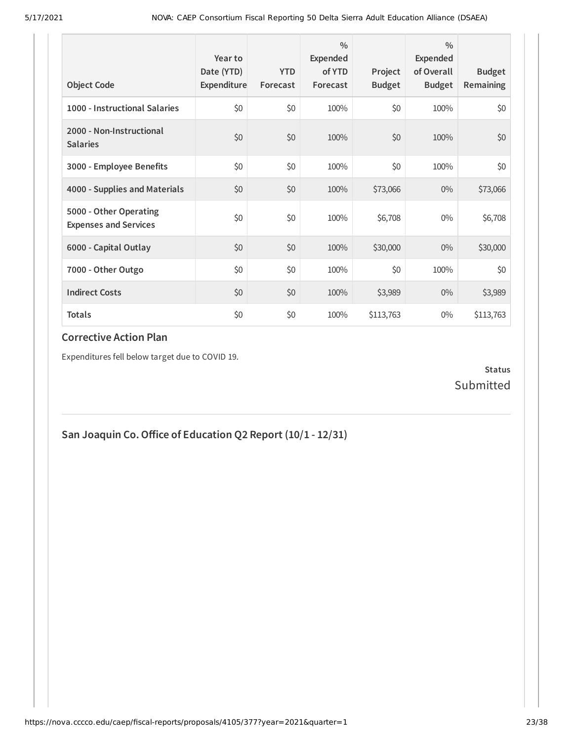| Object Code | Year to Date (YTD) Expenditure | YTD Forecast | % Expended of YTD Forecast | Project Budget | % Expended of Overall Budget | Budget Remaining |
|---|---|---|---|---|---|---|
| 1000 - Instructional Salaries | $0 | $0 | 100% | $0 | 100% | $0 |
| 2000 - Non-Instructional Salaries | $0 | $0 | 100% | $0 | 100% | $0 |
| 3000 - Employee Benefits | $0 | $0 | 100% | $0 | 100% | $0 |
| 4000 - Supplies and Materials | $0 | $0 | 100% | $73,066 | 0% | $73,066 |
| 5000 - Other Operating Expenses and Services | $0 | $0 | 100% | $6,708 | 0% | $6,708 |
| 6000 - Capital Outlay | $0 | $0 | 100% | $30,000 | 0% | $30,000 |
| 7000 - Other Outgo | $0 | $0 | 100% | $0 | 100% | $0 |
| Indirect Costs | $0 | $0 | 100% | $3,989 | 0% | $3,989 |
| **Totals** | $0 | $0 | 100% | $113,763 | 0% | $113,763 |

### Corrective Action Plan

Expenditures fell below target due to COVID 19.

**Status**
Submitted

## San Joaquin Co. Office of Education Q2 Report (10/1 - 12/31)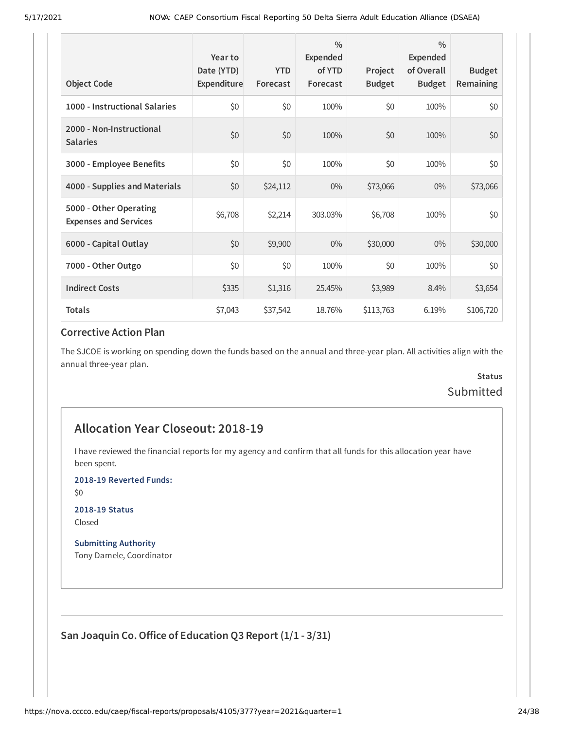| Object Code | Year to Date (YTD) Expenditure | YTD Forecast | % Expended of YTD Forecast | Project Budget | % Expended of Overall Budget | Budget Remaining |
|---|---|---|---|---|---|---|
| 1000 - Instructional Salaries | $0 | $0 | 100% | $0 | 100% | $0 |
| 2000 - Non-Instructional Salaries | $0 | $0 | 100% | $0 | 100% | $0 |
| 3000 - Employee Benefits | $0 | $0 | 100% | $0 | 100% | $0 |
| 4000 - Supplies and Materials | $0 | $24,112 | 0% | $73,066 | 0% | $73,066 |
| 5000 - Other Operating Expenses and Services | $6,708 | $2,214 | 303.03% | $6,708 | 100% | $0 |
| 6000 - Capital Outlay | $0 | $9,900 | 0% | $30,000 | 0% | $30,000 |
| 7000 - Other Outgo | $0 | $0 | 100% | $0 | 100% | $0 |
| Indirect Costs | $335 | $1,316 | 25.45% | $3,989 | 8.4% | $3,654 |
| Totals | $7,043 | $37,542 | 18.76% | $113,763 | 6.19% | $106,720 |

### Corrective Action Plan

The SJCOE is working on spending down the funds based on the annual and three-year plan. All activities align with the annual three-year plan.

**Status**
Submitted

## Allocation Year Closeout: 2018-19

I have reviewed the financial reports for my agency and confirm that all funds for this allocation year have been spent.

**2018-19 Reverted Funds:**
$0

**2018-19 Status**
Closed

**Submitting Authority**
Tony Damele, Coordinator

### San Joaquin Co. Office of Education Q3 Report (1/1 - 3/31)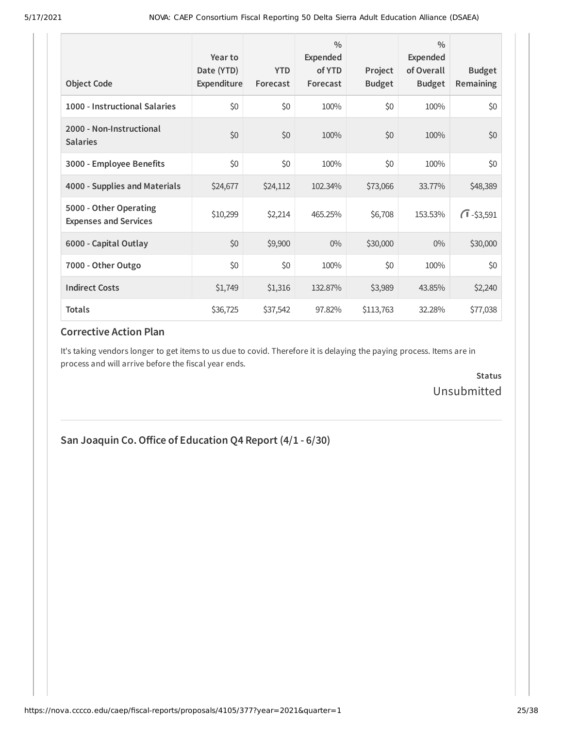| Object Code | Year to Date (YTD) Expenditure | YTD Forecast | % Expended of YTD Forecast | Project Budget | % Expended of Overall Budget | Budget Remaining |
|---|---|---|---|---|---|---|
| 1000 - Instructional Salaries | $0 | $0 | 100% | $0 | 100% | $0 |
| 2000 - Non-Instructional Salaries | $0 | $0 | 100% | $0 | 100% | $0 |
| 3000 - Employee Benefits | $0 | $0 | 100% | $0 | 100% | $0 |
| 4000 - Supplies and Materials | $24,677 | $24,112 | 102.34% | $73,066 | 33.77% | $48,389 |
| 5000 - Other Operating Expenses and Services | $10,299 | $2,214 | 465.25% | $6,708 | 153.53% | -$3,591 |
| 6000 - Capital Outlay | $0 | $9,900 | 0% | $30,000 | 0% | $30,000 |
| 7000 - Other Outgo | $0 | $0 | 100% | $0 | 100% | $0 |
| Indirect Costs | $1,749 | $1,316 | 132.87% | $3,989 | 43.85% | $2,240 |
| Totals | $36,725 | $37,542 | 97.82% | $113,763 | 32.28% | $77,038 |

### Corrective Action Plan

It's taking vendors longer to get items to us due to covid. Therefore it is delaying the paying process. Items are in process and will arrive before the fiscal year ends.

**Status**

Unsubmitted

## San Joaquin Co. Office of Education Q4 Report (4/1 - 6/30)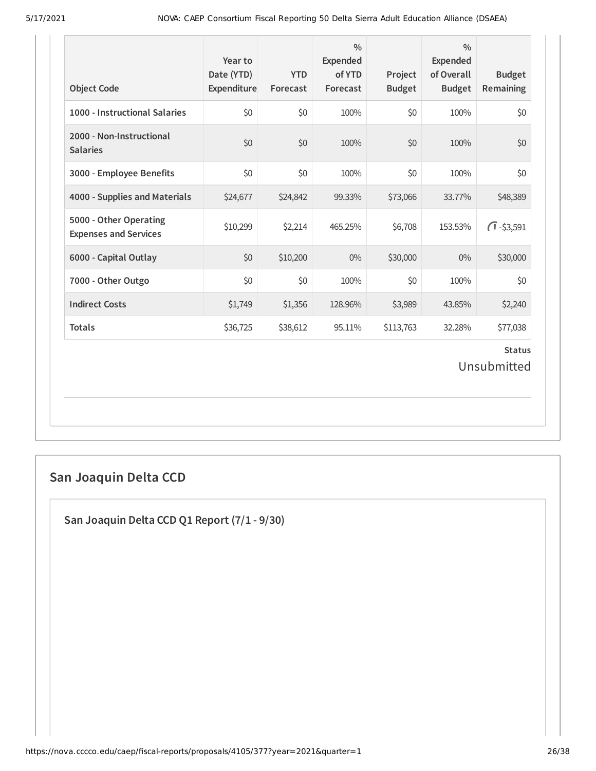| Object Code | Year to Date (YTD) Expenditure | YTD Forecast | % Expended of YTD Forecast | Project Budget | % Expended of Overall Budget | Budget Remaining |
|---|---|---|---|---|---|---|
| 1000 - Instructional Salaries | $0 | $0 | 100% | $0 | 100% | $0 |
| 2000 - Non-Instructional Salaries | $0 | $0 | 100% | $0 | 100% | $0 |
| 3000 - Employee Benefits | $0 | $0 | 100% | $0 | 100% | $0 |
| 4000 - Supplies and Materials | $24,677 | $24,842 | 99.33% | $73,066 | 33.77% | $48,389 |
| 5000 - Other Operating Expenses and Services | $10,299 | $2,214 | 465.25% | $6,708 | 153.53% | -$3,591 |
| 6000 - Capital Outlay | $0 | $10,200 | 0% | $30,000 | 0% | $30,000 |
| 7000 - Other Outgo | $0 | $0 | 100% | $0 | 100% | $0 |
| Indirect Costs | $1,749 | $1,356 | 128.96% | $3,989 | 43.85% | $2,240 |
| Totals | $36,725 | $38,612 | 95.11% | $113,763 | 32.28% | $77,038 |

**Status**

Unsubmitted

## San Joaquin Delta CCD

### San Joaquin Delta CCD Q1 Report (7/1 - 9/30)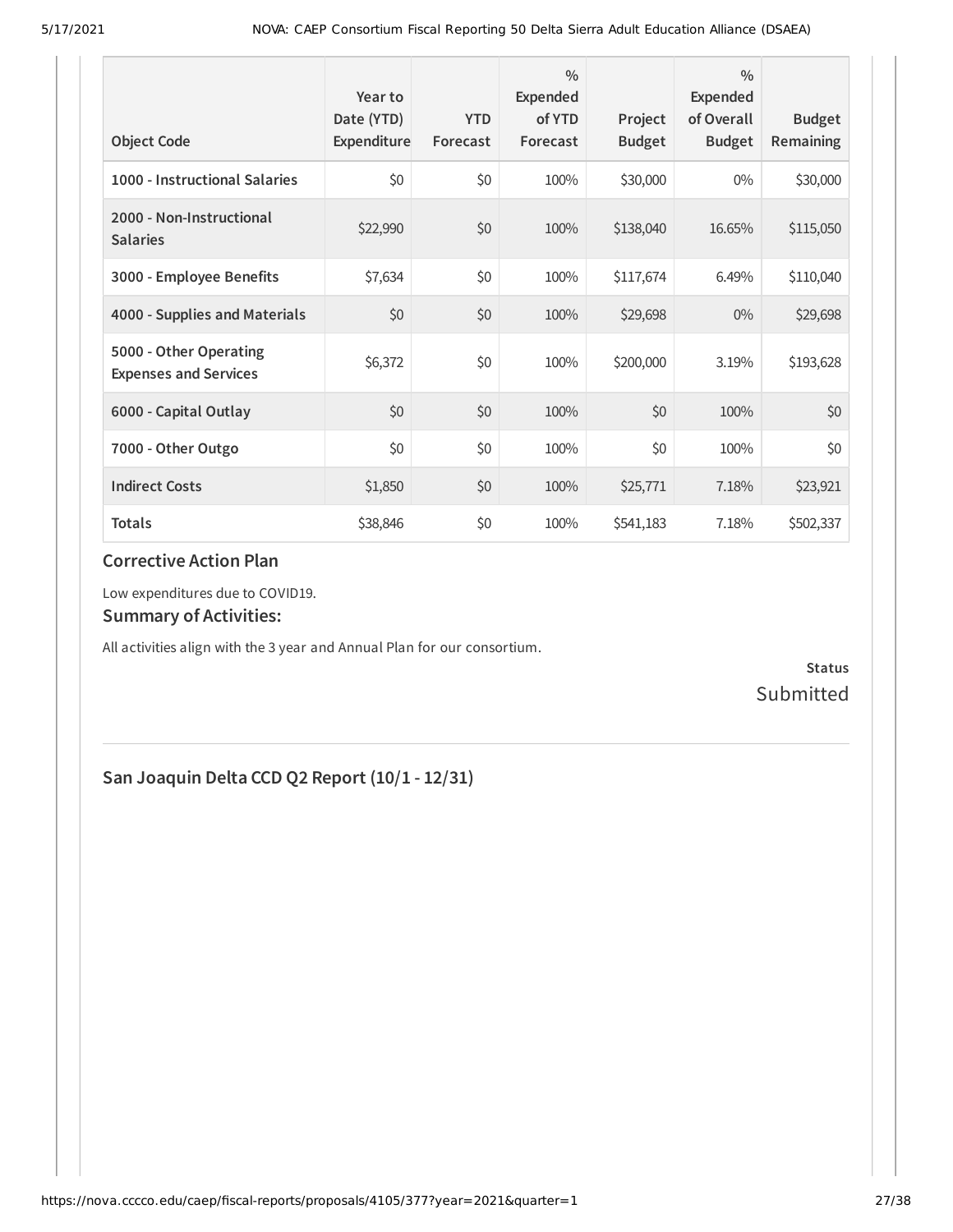| Object Code | Year to Date (YTD) Expenditure | YTD Forecast | % Expended of YTD Forecast | Project Budget | % Expended of Overall Budget | Budget Remaining |
|---|---|---|---|---|---|---|
| 1000 - Instructional Salaries | $0 | $0 | 100% | $30,000 | 0% | $30,000 |
| 2000 - Non-Instructional Salaries | $22,990 | $0 | 100% | $138,040 | 16.65% | $115,050 |
| 3000 - Employee Benefits | $7,634 | $0 | 100% | $117,674 | 6.49% | $110,040 |
| 4000 - Supplies and Materials | $0 | $0 | 100% | $29,698 | 0% | $29,698 |
| 5000 - Other Operating Expenses and Services | $6,372 | $0 | 100% | $200,000 | 3.19% | $193,628 |
| 6000 - Capital Outlay | $0 | $0 | 100% | $0 | 100% | $0 |
| 7000 - Other Outgo | $0 | $0 | 100% | $0 | 100% | $0 |
| Indirect Costs | $1,850 | $0 | 100% | $25,771 | 7.18% | $23,921 |
| **Totals** | $38,846 | $0 | 100% | $541,183 | 7.18% | $502,337 |

### Corrective Action Plan

Low expenditures due to COVID19.

### Summary of Activities:

All activities align with the 3 year and Annual Plan for our consortium.

**Status**
Submitted

## San Joaquin Delta CCD Q2 Report (10/1 - 12/31)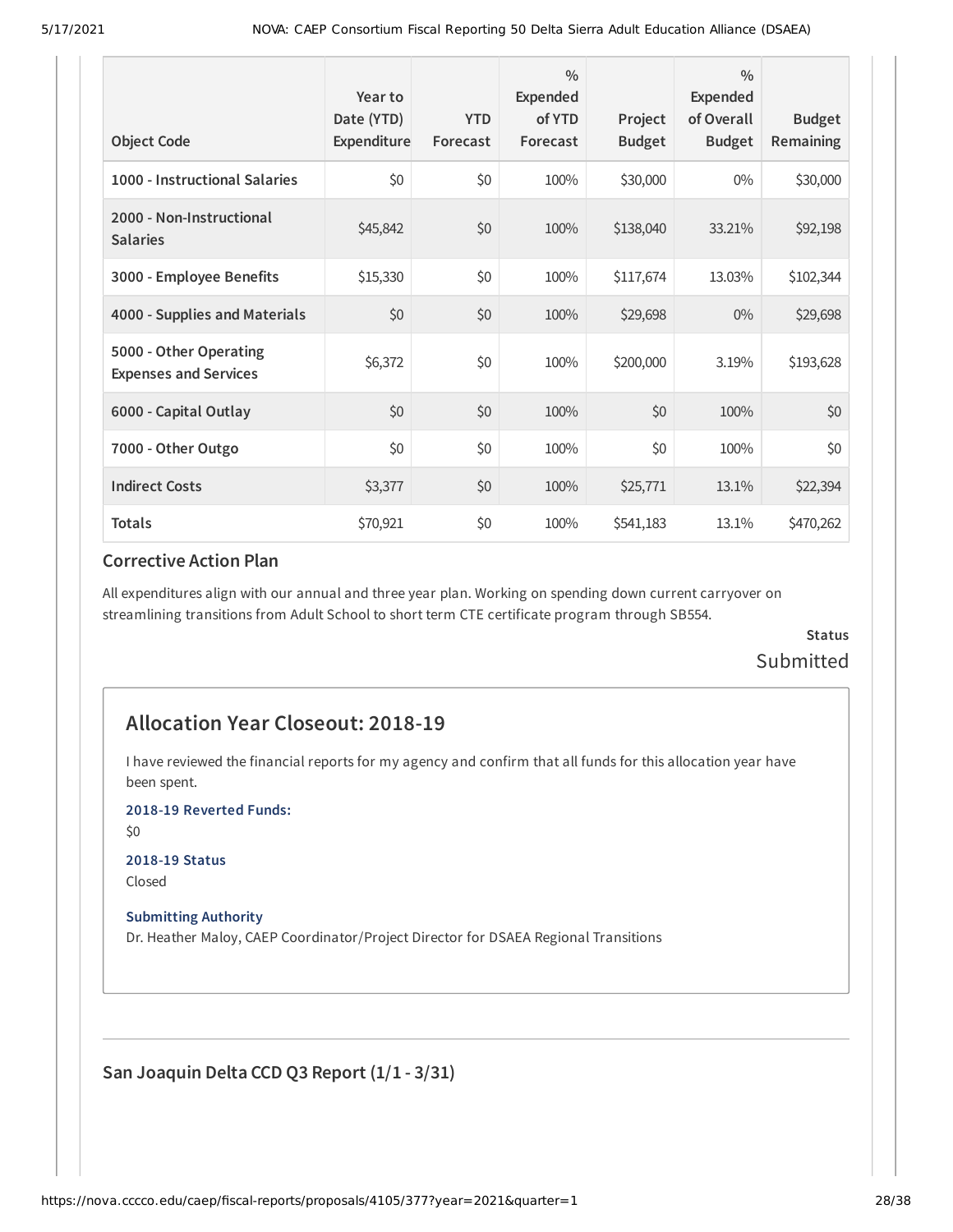| Object Code | Year to Date (YTD) Expenditure | YTD Forecast | % Expended of YTD Forecast | Project Budget | % Expended of Overall Budget | Budget Remaining |
|---|---|---|---|---|---|---|
| 1000 - Instructional Salaries | $0 | $0 | 100% | $30,000 | 0% | $30,000 |
| 2000 - Non-Instructional Salaries | $45,842 | $0 | 100% | $138,040 | 33.21% | $92,198 |
| 3000 - Employee Benefits | $15,330 | $0 | 100% | $117,674 | 13.03% | $102,344 |
| 4000 - Supplies and Materials | $0 | $0 | 100% | $29,698 | 0% | $29,698 |
| 5000 - Other Operating Expenses and Services | $6,372 | $0 | 100% | $200,000 | 3.19% | $193,628 |
| 6000 - Capital Outlay | $0 | $0 | 100% | $0 | 100% | $0 |
| 7000 - Other Outgo | $0 | $0 | 100% | $0 | 100% | $0 |
| Indirect Costs | $3,377 | $0 | 100% | $25,771 | 13.1% | $22,394 |
| Totals | $70,921 | $0 | 100% | $541,183 | 13.1% | $470,262 |

### Corrective Action Plan

All expenditures align with our annual and three year plan. Working on spending down current carryover on streamlining transitions from Adult School to short term CTE certificate program through SB554.

**Status**

Submitted

## Allocation Year Closeout: 2018-19

I have reviewed the financial reports for my agency and confirm that all funds for this allocation year have been spent.

**2018-19 Reverted Funds:**

$0

**2018-19 Status**

Closed

**Submitting Authority**

Dr. Heather Maloy, CAEP Coordinator/Project Director for DSAEA Regional Transitions

---

### San Joaquin Delta CCD Q3 Report (1/1 - 3/31)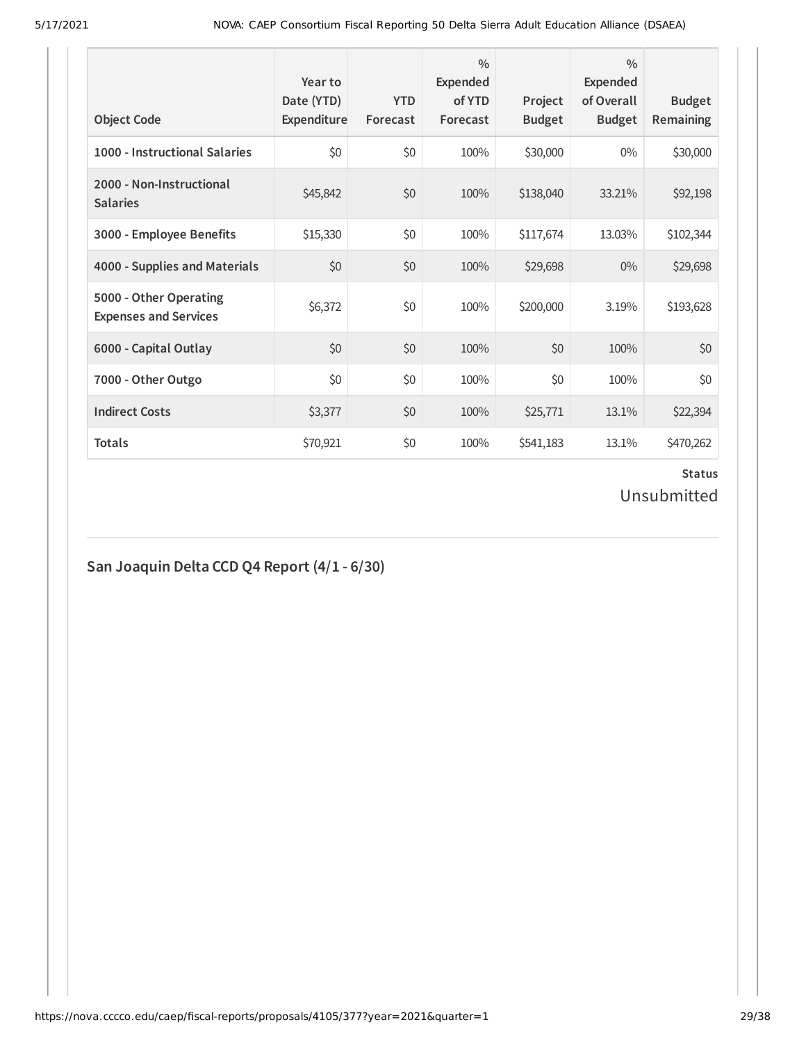| Object Code | Year to Date (YTD) Expenditure | YTD Forecast | % Expended of YTD Forecast | Project Budget | % Expended of Overall Budget | Budget Remaining |
|---|---|---|---|---|---|---|
| 1000 - Instructional Salaries | $0 | $0 | 100% | $30,000 | 0% | $30,000 |
| 2000 - Non-Instructional Salaries | $45,842 | $0 | 100% | $138,040 | 33.21% | $92,198 |
| 3000 - Employee Benefits | $15,330 | $0 | 100% | $117,674 | 13.03% | $102,344 |
| 4000 - Supplies and Materials | $0 | $0 | 100% | $29,698 | 0% | $29,698 |
| 5000 - Other Operating Expenses and Services | $6,372 | $0 | 100% | $200,000 | 3.19% | $193,628 |
| 6000 - Capital Outlay | $0 | $0 | 100% | $0 | 100% | $0 |
| 7000 - Other Outgo | $0 | $0 | 100% | $0 | 100% | $0 |
| Indirect Costs | $3,377 | $0 | 100% | $25,771 | 13.1% | $22,394 |
| Totals | $70,921 | $0 | 100% | $541,183 | 13.1% | $470,262 |

**Status**

Unsubmitted

## San Joaquin Delta CCD Q4 Report (4/1 - 6/30)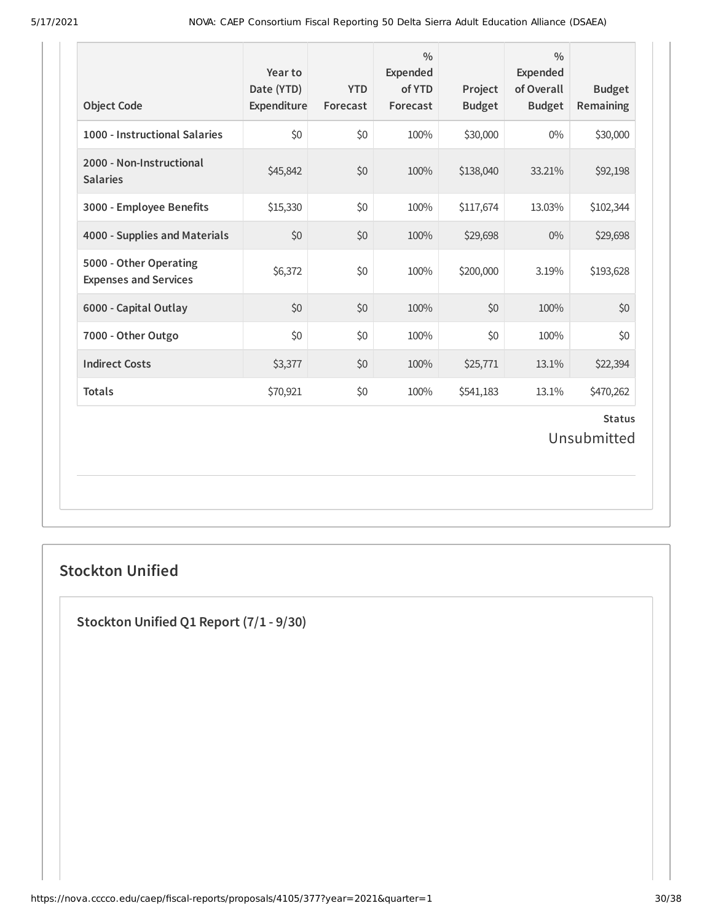| Object Code | Year to Date (YTD) Expenditure | YTD Forecast | % Expended of YTD Forecast | Project Budget | % Expended of Overall Budget | Budget Remaining |
|---|---|---|---|---|---|---|
| 1000 - Instructional Salaries | $0 | $0 | 100% | $30,000 | 0% | $30,000 |
| 2000 - Non-Instructional Salaries | $45,842 | $0 | 100% | $138,040 | 33.21% | $92,198 |
| 3000 - Employee Benefits | $15,330 | $0 | 100% | $117,674 | 13.03% | $102,344 |
| 4000 - Supplies and Materials | $0 | $0 | 100% | $29,698 | 0% | $29,698 |
| 5000 - Other Operating Expenses and Services | $6,372 | $0 | 100% | $200,000 | 3.19% | $193,628 |
| 6000 - Capital Outlay | $0 | $0 | 100% | $0 | 100% | $0 |
| 7000 - Other Outgo | $0 | $0 | 100% | $0 | 100% | $0 |
| Indirect Costs | $3,377 | $0 | 100% | $25,771 | 13.1% | $22,394 |
| Totals | $70,921 | $0 | 100% | $541,183 | 13.1% | $470,262 |

**Status**

Unsubmitted

## Stockton Unified

### Stockton Unified Q1 Report (7/1 - 9/30)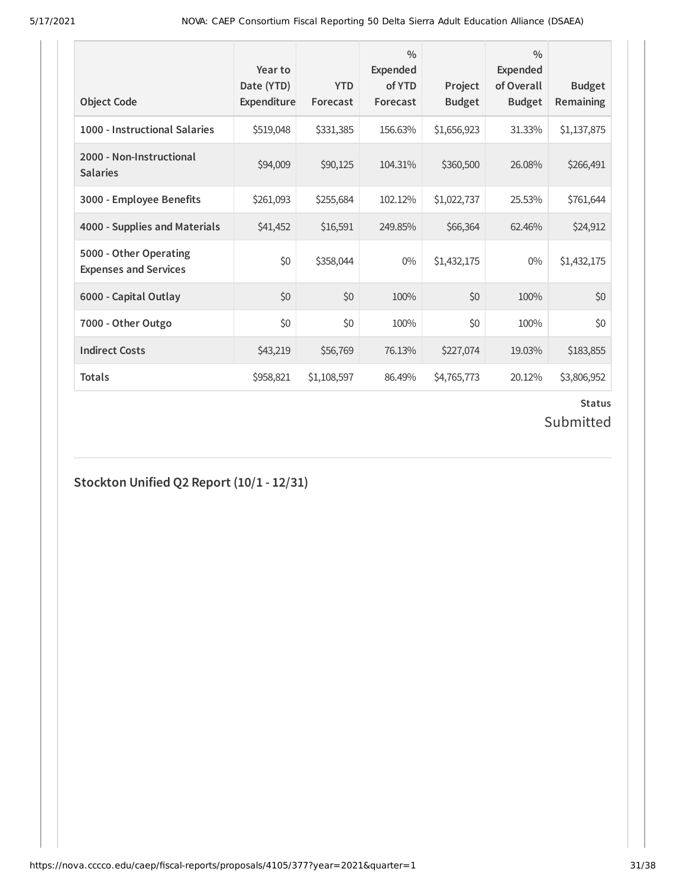| Object Code | Year to Date (YTD) Expenditure | YTD Forecast | % Expended of YTD Forecast | Project Budget | % Expended of Overall Budget | Budget Remaining |
|---|---|---|---|---|---|---|
| 1000 - Instructional Salaries | $519,048 | $331,385 | 156.63% | $1,656,923 | 31.33% | $1,137,875 |
| 2000 - Non-Instructional Salaries | $94,009 | $90,125 | 104.31% | $360,500 | 26.08% | $266,491 |
| 3000 - Employee Benefits | $261,093 | $255,684 | 102.12% | $1,022,737 | 25.53% | $761,644 |
| 4000 - Supplies and Materials | $41,452 | $16,591 | 249.85% | $66,364 | 62.46% | $24,912 |
| 5000 - Other Operating Expenses and Services | $0 | $358,044 | 0% | $1,432,175 | 0% | $1,432,175 |
| 6000 - Capital Outlay | $0 | $0 | 100% | $0 | 100% | $0 |
| 7000 - Other Outgo | $0 | $0 | 100% | $0 | 100% | $0 |
| Indirect Costs | $43,219 | $56,769 | 76.13% | $227,074 | 19.03% | $183,855 |
| Totals | $958,821 | $1,108,597 | 86.49% | $4,765,773 | 20.12% | $3,806,952 |

**Status**

Submitted

## Stockton Unified Q2 Report (10/1 - 12/31)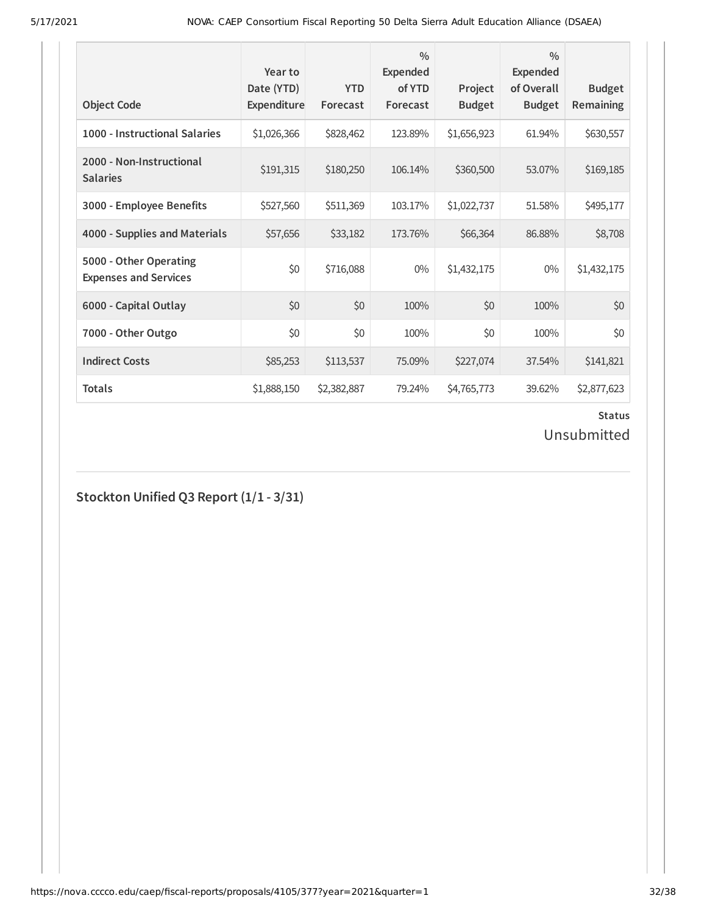| Object Code | Year to Date (YTD) Expenditure | YTD Forecast | % Expended of YTD Forecast | Project Budget | % Expended of Overall Budget | Budget Remaining |
|---|---|---|---|---|---|---|
| **1000 - Instructional Salaries** | $1,026,366 | $828,462 | 123.89% | $1,656,923 | 61.94% | $630,557 |
| **2000 - Non-Instructional Salaries** | $191,315 | $180,250 | 106.14% | $360,500 | 53.07% | $169,185 |
| **3000 - Employee Benefits** | $527,560 | $511,369 | 103.17% | $1,022,737 | 51.58% | $495,177 |
| **4000 - Supplies and Materials** | $57,656 | $33,182 | 173.76% | $66,364 | 86.88% | $8,708 |
| **5000 - Other Operating Expenses and Services** | $0 | $716,088 | 0% | $1,432,175 | 0% | $1,432,175 |
| **6000 - Capital Outlay** | $0 | $0 | 100% | $0 | 100% | $0 |
| **7000 - Other Outgo** | $0 | $0 | 100% | $0 | 100% | $0 |
| **Indirect Costs** | $85,253 | $113,537 | 75.09% | $227,074 | 37.54% | $141,821 |
| **Totals** | $1,888,150 | $2,382,887 | 79.24% | $4,765,773 | 39.62% | $2,877,623 |

**Status**

Unsubmitted

## Stockton Unified Q3 Report (1/1 - 3/31)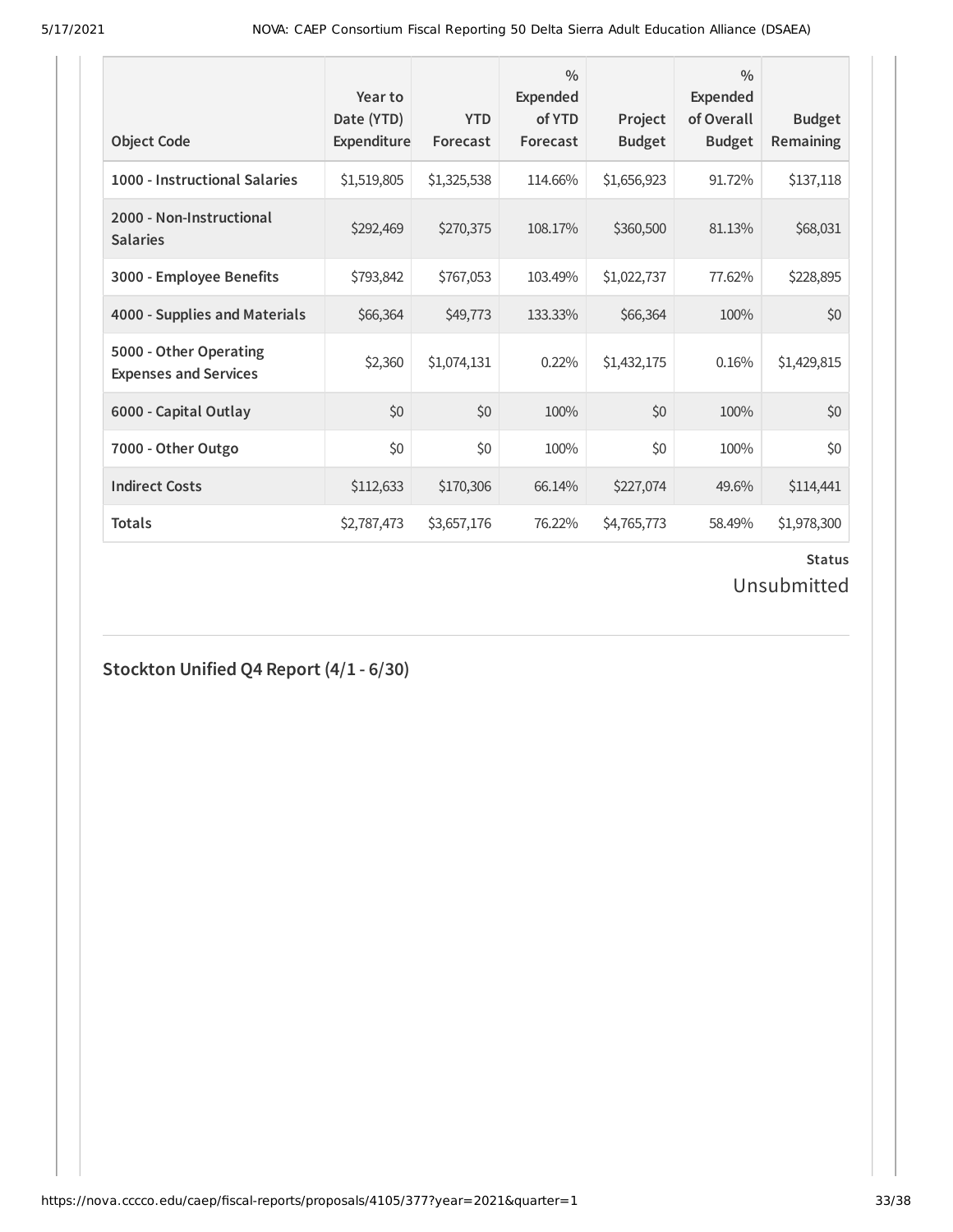| Object Code | Year to Date (YTD) Expenditure | YTD Forecast | % Expended of YTD Forecast | Project Budget | % Expended of Overall Budget | Budget Remaining |
|---|---|---|---|---|---|---|
| 1000 - Instructional Salaries | $1,519,805 | $1,325,538 | 114.66% | $1,656,923 | 91.72% | $137,118 |
| 2000 - Non-Instructional Salaries | $292,469 | $270,375 | 108.17% | $360,500 | 81.13% | $68,031 |
| 3000 - Employee Benefits | $793,842 | $767,053 | 103.49% | $1,022,737 | 77.62% | $228,895 |
| 4000 - Supplies and Materials | $66,364 | $49,773 | 133.33% | $66,364 | 100% | $0 |
| 5000 - Other Operating Expenses and Services | $2,360 | $1,074,131 | 0.22% | $1,432,175 | 0.16% | $1,429,815 |
| 6000 - Capital Outlay | $0 | $0 | 100% | $0 | 100% | $0 |
| 7000 - Other Outgo | $0 | $0 | 100% | $0 | 100% | $0 |
| Indirect Costs | $112,633 | $170,306 | 66.14% | $227,074 | 49.6% | $114,441 |
| Totals | $2,787,473 | $3,657,176 | 76.22% | $4,765,773 | 58.49% | $1,978,300 |

**Status**

Unsubmitted

## Stockton Unified Q4 Report (4/1 - 6/30)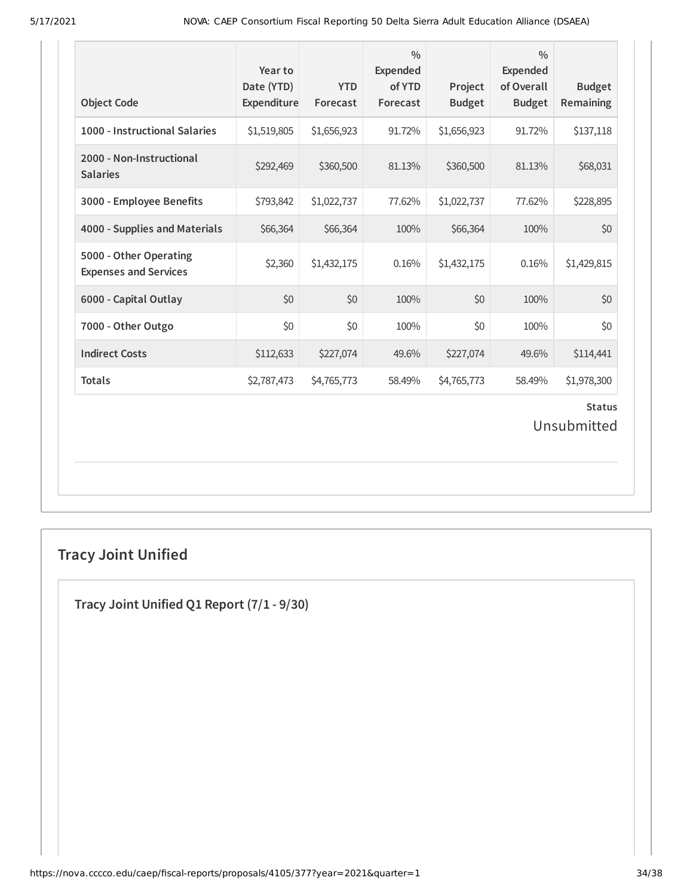| Object Code | Year to Date (YTD) Expenditure | YTD Forecast | % Expended of YTD Forecast | Project Budget | % Expended of Overall Budget | Budget Remaining |
|---|---|---|---|---|---|---|
| **1000 - Instructional Salaries** | $1,519,805 | $1,656,923 | 91.72% | $1,656,923 | 91.72% | $137,118 |
| **2000 - Non-Instructional Salaries** | $292,469 | $360,500 | 81.13% | $360,500 | 81.13% | $68,031 |
| **3000 - Employee Benefits** | $793,842 | $1,022,737 | 77.62% | $1,022,737 | 77.62% | $228,895 |
| **4000 - Supplies and Materials** | $66,364 | $66,364 | 100% | $66,364 | 100% | $0 |
| **5000 - Other Operating Expenses and Services** | $2,360 | $1,432,175 | 0.16% | $1,432,175 | 0.16% | $1,429,815 |
| **6000 - Capital Outlay** | $0 | $0 | 100% | $0 | 100% | $0 |
| **7000 - Other Outgo** | $0 | $0 | 100% | $0 | 100% | $0 |
| **Indirect Costs** | $112,633 | $227,074 | 49.6% | $227,074 | 49.6% | $114,441 |
| **Totals** | $2,787,473 | $4,765,773 | 58.49% | $4,765,773 | 58.49% | $1,978,300 |

**Status**

Unsubmitted

## Tracy Joint Unified

### Tracy Joint Unified Q1 Report (7/1 - 9/30)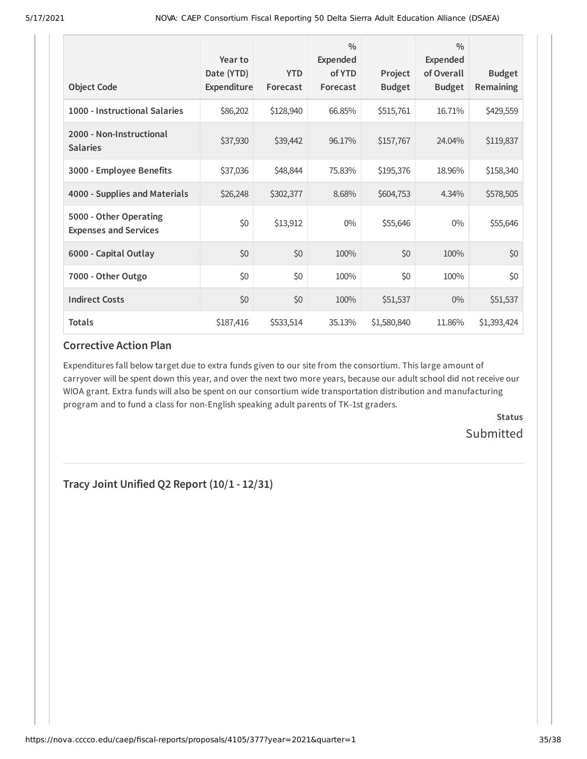| Object Code | Year to Date (YTD) Expenditure | YTD Forecast | % Expended of YTD Forecast | Project Budget | % Expended of Overall Budget | Budget Remaining |
|---|---|---|---|---|---|---|
| 1000 - Instructional Salaries | $86,202 | $128,940 | 66.85% | $515,761 | 16.71% | $429,559 |
| 2000 - Non-Instructional Salaries | $37,930 | $39,442 | 96.17% | $157,767 | 24.04% | $119,837 |
| 3000 - Employee Benefits | $37,036 | $48,844 | 75.83% | $195,376 | 18.96% | $158,340 |
| 4000 - Supplies and Materials | $26,248 | $302,377 | 8.68% | $604,753 | 4.34% | $578,505 |
| 5000 - Other Operating Expenses and Services | $0 | $13,912 | 0% | $55,646 | 0% | $55,646 |
| 6000 - Capital Outlay | $0 | $0 | 100% | $0 | 100% | $0 |
| 7000 - Other Outgo | $0 | $0 | 100% | $0 | 100% | $0 |
| Indirect Costs | $0 | $0 | 100% | $51,537 | 0% | $51,537 |
| **Totals** | $187,416 | $533,514 | 35.13% | $1,580,840 | 11.86% | $1,393,424 |

### Corrective Action Plan

Expenditures fall below target due to extra funds given to our site from the consortium. This large amount of carryover will be spent down this year, and over the next two more years, because our adult school did not receive our WIOA grant. Extra funds will also be spent on our consortium wide transportation distribution and manufacturing program and to fund a class for non-English speaking adult parents of TK-1st graders.

**Status**

Submitted

---

## Tracy Joint Unified Q2 Report (10/1 - 12/31)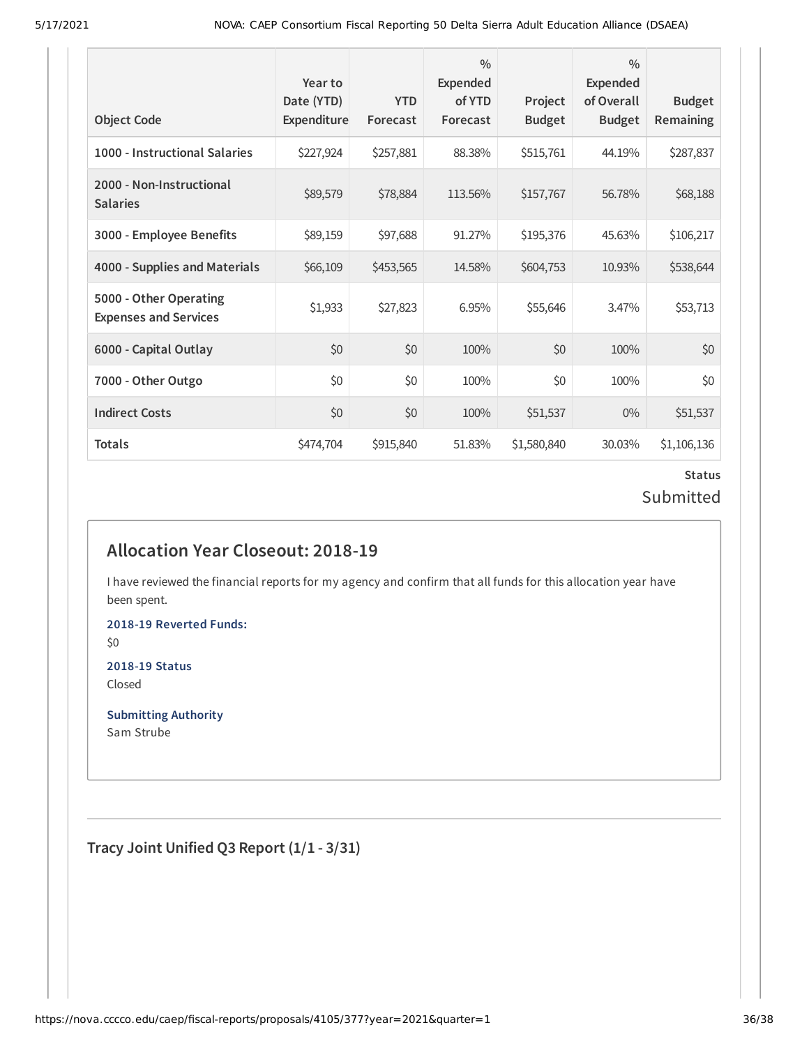| Object Code | Year to Date (YTD) Expenditure | YTD Forecast | % Expended of YTD Forecast | Project Budget | % Expended of Overall Budget | Budget Remaining |
|---|---|---|---|---|---|---|
| 1000 - Instructional Salaries | $227,924 | $257,881 | 88.38% | $515,761 | 44.19% | $287,837 |
| 2000 - Non-Instructional Salaries | $89,579 | $78,884 | 113.56% | $157,767 | 56.78% | $68,188 |
| 3000 - Employee Benefits | $89,159 | $97,688 | 91.27% | $195,376 | 45.63% | $106,217 |
| 4000 - Supplies and Materials | $66,109 | $453,565 | 14.58% | $604,753 | 10.93% | $538,644 |
| 5000 - Other Operating Expenses and Services | $1,933 | $27,823 | 6.95% | $55,646 | 3.47% | $53,713 |
| 6000 - Capital Outlay | $0 | $0 | 100% | $0 | 100% | $0 |
| 7000 - Other Outgo | $0 | $0 | 100% | $0 | 100% | $0 |
| Indirect Costs | $0 | $0 | 100% | $51,537 | 0% | $51,537 |
| Totals | $474,704 | $915,840 | 51.83% | $1,580,840 | 30.03% | $1,106,136 |

**Status**

Submitted

## Allocation Year Closeout: 2018-19

I have reviewed the financial reports for my agency and confirm that all funds for this allocation year have been spent.

**2018-19 Reverted Funds:**

$0

**2018-19 Status**

Closed

**Submitting Authority**

Sam Strube

## Tracy Joint Unified Q3 Report (1/1 - 3/31)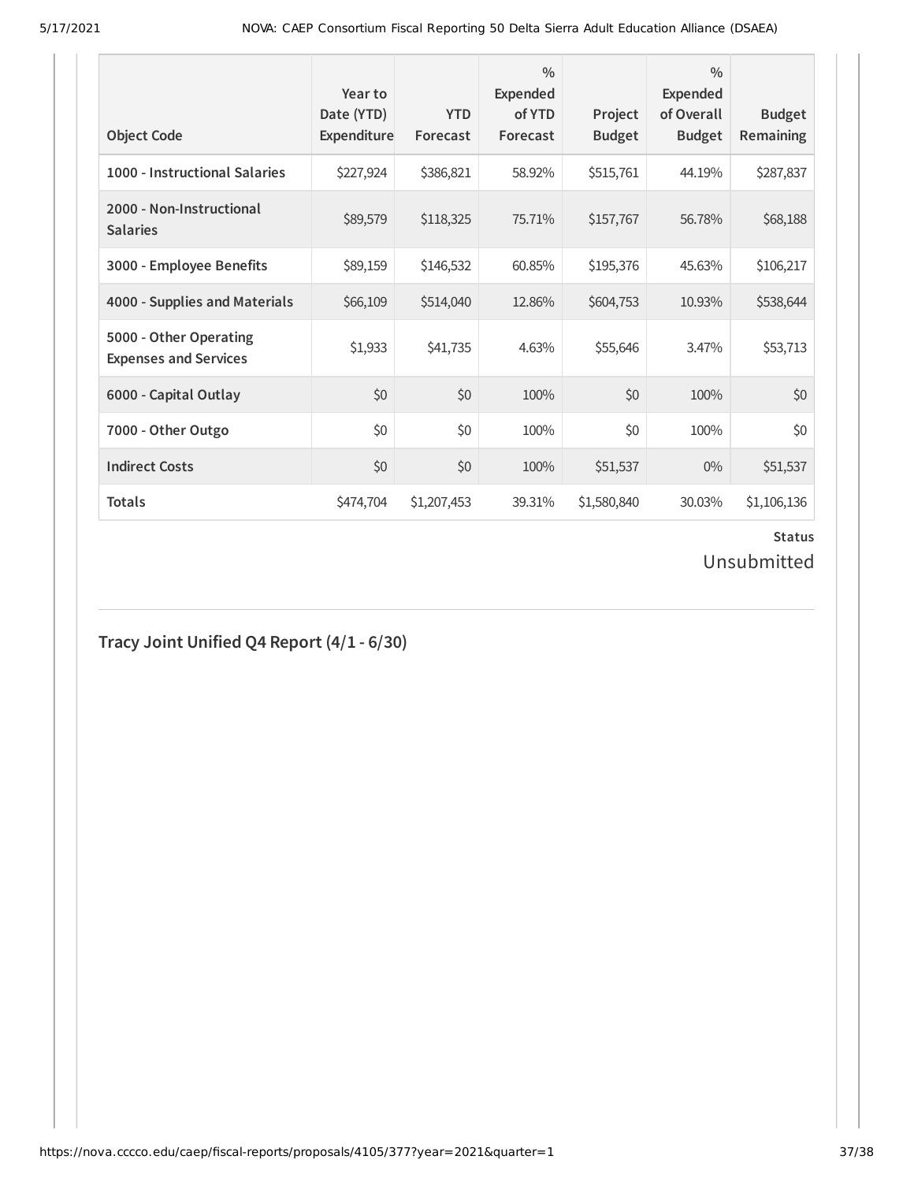| Object Code | Year to Date (YTD) Expenditure | YTD Forecast | % Expended of YTD Forecast | Project Budget | % Expended of Overall Budget | Budget Remaining |
|---|---|---|---|---|---|---|
| **1000 - Instructional Salaries** | $227,924 | $386,821 | 58.92% | $515,761 | 44.19% | $287,837 |
| **2000 - Non-Instructional Salaries** | $89,579 | $118,325 | 75.71% | $157,767 | 56.78% | $68,188 |
| **3000 - Employee Benefits** | $89,159 | $146,532 | 60.85% | $195,376 | 45.63% | $106,217 |
| **4000 - Supplies and Materials** | $66,109 | $514,040 | 12.86% | $604,753 | 10.93% | $538,644 |
| **5000 - Other Operating Expenses and Services** | $1,933 | $41,735 | 4.63% | $55,646 | 3.47% | $53,713 |
| **6000 - Capital Outlay** | $0 | $0 | 100% | $0 | 100% | $0 |
| **7000 - Other Outgo** | $0 | $0 | 100% | $0 | 100% | $0 |
| **Indirect Costs** | $0 | $0 | 100% | $51,537 | 0% | $51,537 |
| **Totals** | $474,704 | $1,207,453 | 39.31% | $1,580,840 | 30.03% | $1,106,136 |

**Status**

Unsubmitted

## Tracy Joint Unified Q4 Report (4/1 - 6/30)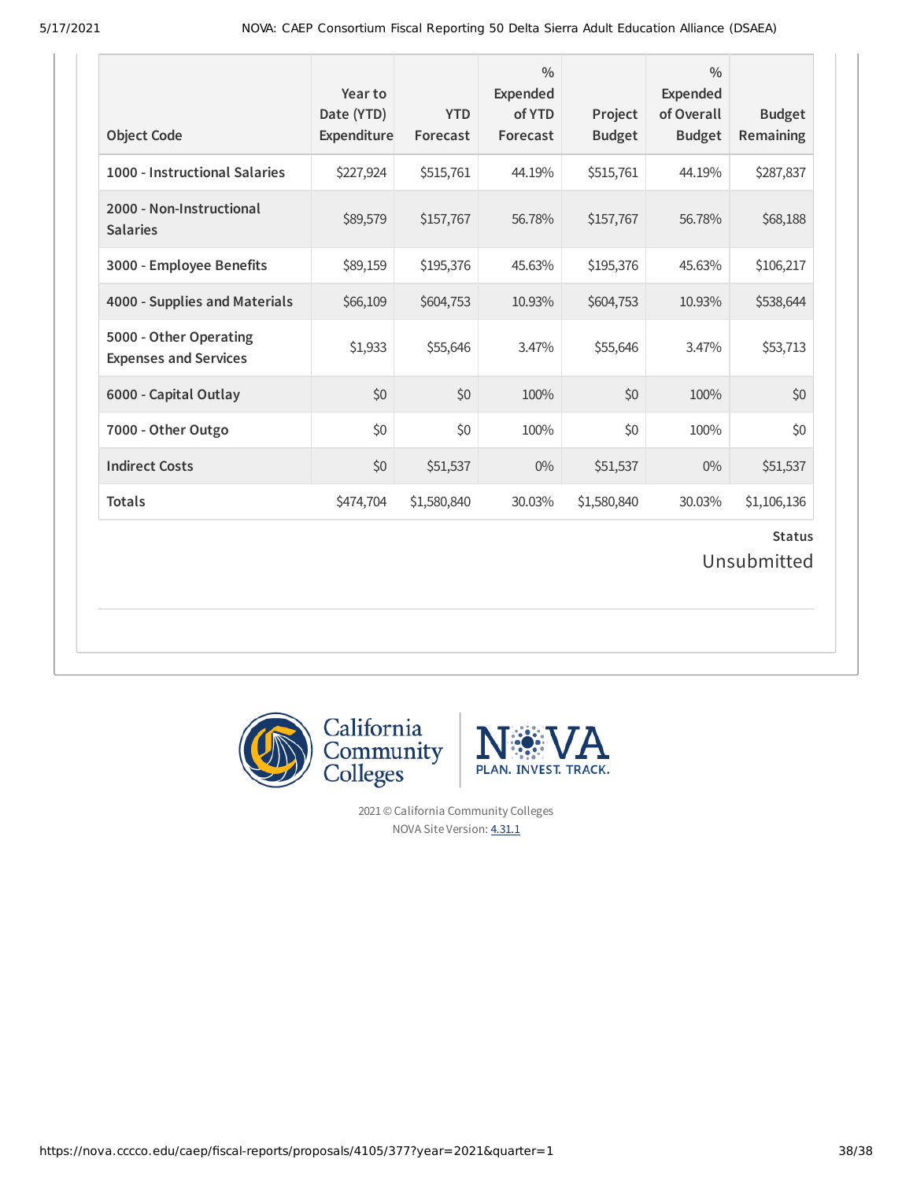| Object Code | Year to Date (YTD) Expenditure | YTD Forecast | % Expended of YTD Forecast | Project Budget | % Expended of Overall Budget | Budget Remaining |
|---|---|---|---|---|---|---|
| **1000 - Instructional Salaries** | $227,924 | $515,761 | 44.19% | $515,761 | 44.19% | $287,837 |
| **2000 - Non-Instructional Salaries** | $89,579 | $157,767 | 56.78% | $157,767 | 56.78% | $68,188 |
| **3000 - Employee Benefits** | $89,159 | $195,376 | 45.63% | $195,376 | 45.63% | $106,217 |
| **4000 - Supplies and Materials** | $66,109 | $604,753 | 10.93% | $604,753 | 10.93% | $538,644 |
| **5000 - Other Operating Expenses and Services** | $1,933 | $55,646 | 3.47% | $55,646 | 3.47% | $53,713 |
| **6000 - Capital Outlay** | $0 | $0 | 100% | $0 | 100% | $0 |
| **7000 - Other Outgo** | $0 | $0 | 100% | $0 | 100% | $0 |
| **Indirect Costs** | $0 | $51,537 | 0% | $51,537 | 0% | $51,537 |
| **Totals** | $474,704 | $1,580,840 | 30.03% | $1,580,840 | 30.03% | $1,106,136 |

**Status**

Unsubmitted

2021 © California Community Colleges

NOVA Site Version: 4.31.1